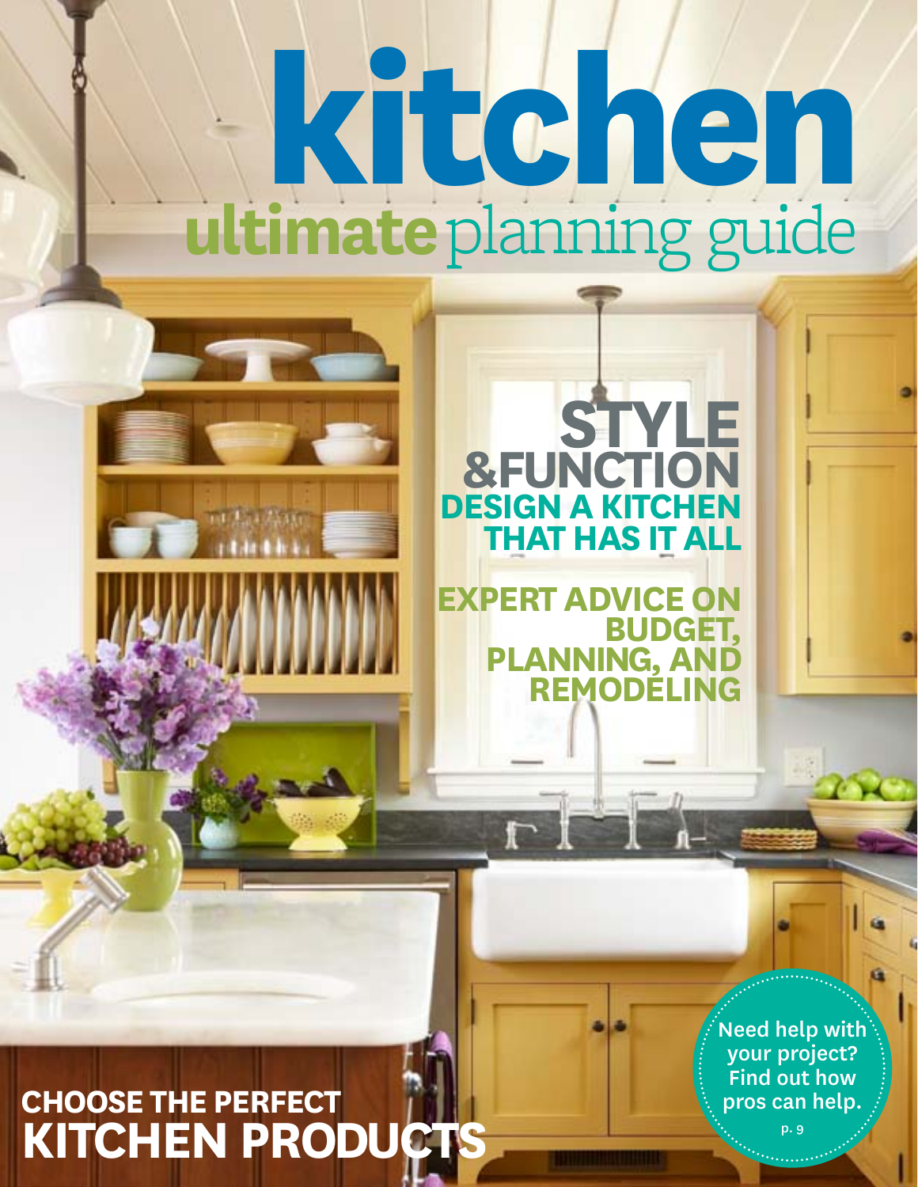# kitchen

## ultimate planning guide

## STYLE &FUNCTION

**DESIGN A KITCHEN THAT HAS IT ALL**

**EXPERT ADVICE ON BUDGET, PLANNING, AND REMODELING**

**Need help with your project? Find out how pros can help.** p. 9

**CHOOSE THE PERFECT KITCHEN PRODUCTS**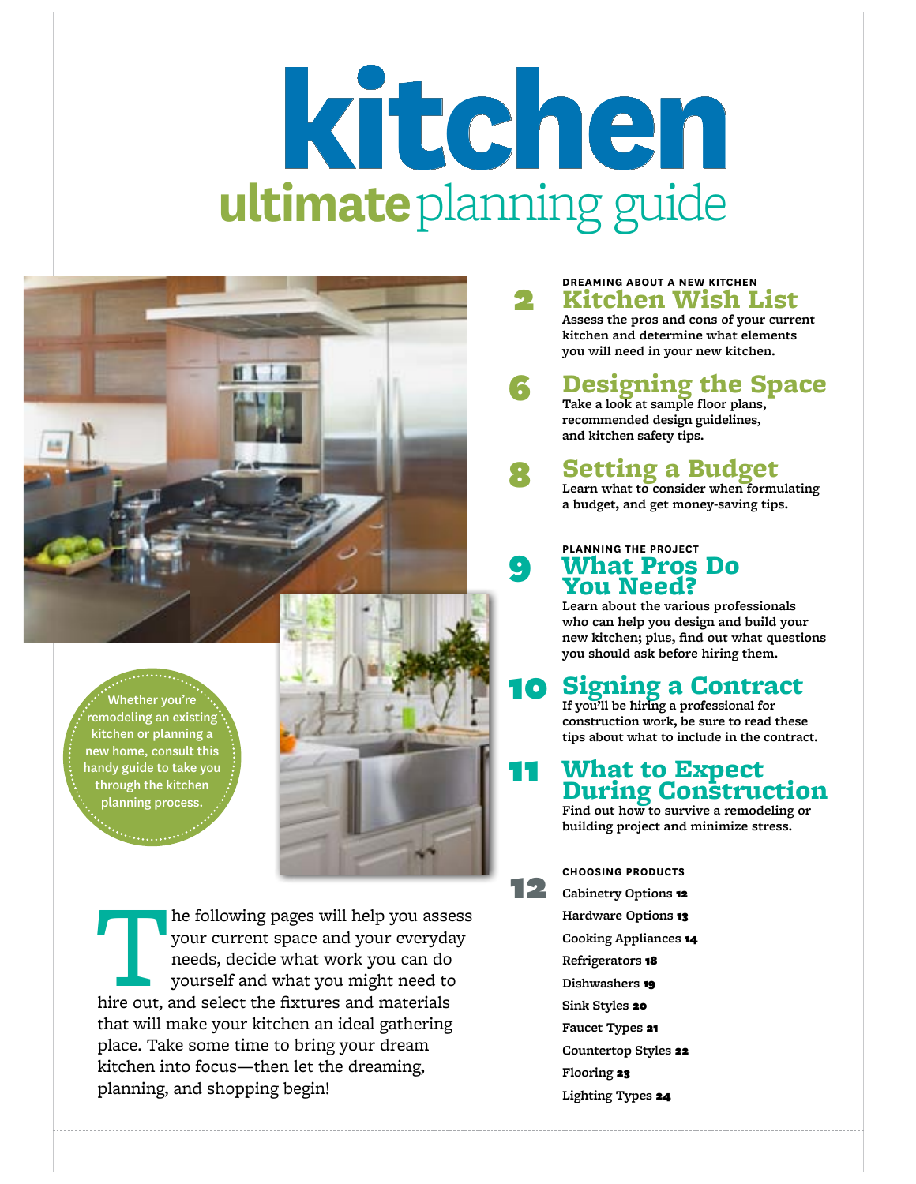# kitchen

## ultimate planning guide

Whether you're remodeling an existing kitchen or planning a new home, consult this handy guide to take you through the kitchen planning process.

The following pages will help you assess your current space and your everyday needs, decide what work you can do yourself and what you might need to hire out, and select the fixtures and materials that will make your kitchen an ideal gathering place. Take some time to bring your dream kitchen into focus—then let the dreaming, planning, and shopping begin!

**DREAMING ABOUT A NEW KITCHEN**

### 2 Kitchen Wish List

Assess the pros and cons of your current kitchen and determine what elements you will need in your new kitchen.

### 6 Designing the Space

Take a look at sample floor plans, recommended design guidelines, and kitchen safety tips.

### 8 Setting a Budget

Learn what to consider when formulating a budget, and get money-saving tips.

**PLANNING THE PROJECT**

### 9 What Pros Do You Need?

Learn about the various professionals who can help you design and build your new kitchen; plus, find out what questions you should ask before hiring them.

### 10 Signing a Contract

If you'll be hiring a professional for construction work, be sure to read these tips about what to include in the contract.

### 11 What to Expect During Construction

Find out how to survive a remodeling or building project and minimize stress.

**CHOOSING PRODUCTS**

### 12

- Cabinetry Options **12**
- Hardware Options **13**
- Cooking Appliances **14**
- Refrigerators **18**
- Dishwashers **19**
- Sink Styles **20**
- Faucet Types **21**
- Countertop Styles **22**
- Flooring **23**
- Lighting Types **24**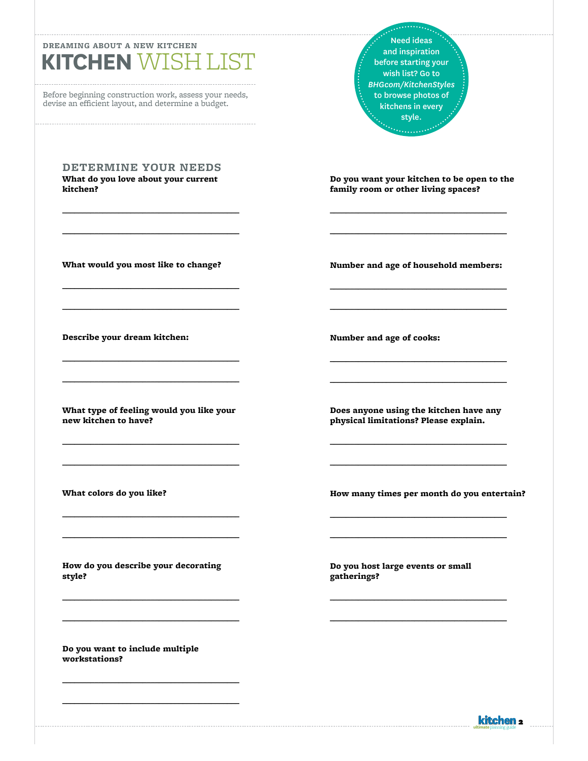DREAMING ABOUT A NEW KITCHEN

# KITCHEN WISH LIST

Before beginning construction work, assess your needs, devise an efficient layout, and determine a budget.

Need ideas and inspiration before starting your wish list? Go to *BHGcom/KitchenStyles* to browse photos of kitchens in every style.

## DETERMINE YOUR NEEDS

**What do you love about your current kitchen?**

\_\_\_\_\_\_\_\_\_\_\_\_\_\_\_\_\_\_\_\_\_\_\_\_\_\_\_\_\_\_\_\_\_\_\_\_\_\_\_\_

\_\_\_\_\_\_\_\_\_\_\_\_\_\_\_\_\_\_\_\_\_\_\_\_\_\_\_\_\_\_\_\_\_\_\_\_\_\_\_\_

**What would you most like to change?**

\_\_\_\_\_\_\_\_\_\_\_\_\_\_\_\_\_\_\_\_\_\_\_\_\_\_\_\_\_\_\_\_\_\_\_\_\_\_\_\_

\_\_\_\_\_\_\_\_\_\_\_\_\_\_\_\_\_\_\_\_\_\_\_\_\_\_\_\_\_\_\_\_\_\_\_\_\_\_\_\_

**Describe your dream kitchen:**

\_\_\_\_\_\_\_\_\_\_\_\_\_\_\_\_\_\_\_\_\_\_\_\_\_\_\_\_\_\_\_\_\_\_\_\_\_\_\_\_

\_\_\_\_\_\_\_\_\_\_\_\_\_\_\_\_\_\_\_\_\_\_\_\_\_\_\_\_\_\_\_\_\_\_\_\_\_\_\_\_

**What type of feeling would you like your new kitchen to have?**

\_\_\_\_\_\_\_\_\_\_\_\_\_\_\_\_\_\_\_\_\_\_\_\_\_\_\_\_\_\_\_\_\_\_\_\_\_\_\_\_

\_\_\_\_\_\_\_\_\_\_\_\_\_\_\_\_\_\_\_\_\_\_\_\_\_\_\_\_\_\_\_\_\_\_\_\_\_\_\_\_

**What colors do you like?**

\_\_\_\_\_\_\_\_\_\_\_\_\_\_\_\_\_\_\_\_\_\_\_\_\_\_\_\_\_\_\_\_\_\_\_\_\_\_\_\_

\_\_\_\_\_\_\_\_\_\_\_\_\_\_\_\_\_\_\_\_\_\_\_\_\_\_\_\_\_\_\_\_\_\_\_\_\_\_\_\_

**How do you describe your decorating style?**

\_\_\_\_\_\_\_\_\_\_\_\_\_\_\_\_\_\_\_\_\_\_\_\_\_\_\_\_\_\_\_\_\_\_\_\_\_\_\_\_

\_\_\_\_\_\_\_\_\_\_\_\_\_\_\_\_\_\_\_\_\_\_\_\_\_\_\_\_\_\_\_\_\_\_\_\_\_\_\_\_

**Do you want to include multiple workstations?**

\_\_\_\_\_\_\_\_\_\_\_\_\_\_\_\_\_\_\_\_\_\_\_\_\_\_\_\_\_\_\_\_\_\_\_\_\_\_\_\_

\_\_\_\_\_\_\_\_\_\_\_\_\_\_\_\_\_\_\_\_\_\_\_\_\_\_\_\_\_\_\_\_\_\_\_\_\_\_\_\_

**Do you want your kitchen to be open to the family room or other living spaces?**

\_\_\_\_\_\_\_\_\_\_\_\_\_\_\_\_\_\_\_\_\_\_\_\_\_\_\_\_\_\_\_\_\_\_\_\_\_\_\_\_

\_\_\_\_\_\_\_\_\_\_\_\_\_\_\_\_\_\_\_\_\_\_\_\_\_\_\_\_\_\_\_\_\_\_\_\_\_\_\_\_

**Number and age of household members:**

\_\_\_\_\_\_\_\_\_\_\_\_\_\_\_\_\_\_\_\_\_\_\_\_\_\_\_\_\_\_\_\_\_\_\_\_\_\_\_\_

\_\_\_\_\_\_\_\_\_\_\_\_\_\_\_\_\_\_\_\_\_\_\_\_\_\_\_\_\_\_\_\_\_\_\_\_\_\_\_\_

**Number and age of cooks:**

\_\_\_\_\_\_\_\_\_\_\_\_\_\_\_\_\_\_\_\_\_\_\_\_\_\_\_\_\_\_\_\_\_\_\_\_\_\_\_\_

\_\_\_\_\_\_\_\_\_\_\_\_\_\_\_\_\_\_\_\_\_\_\_\_\_\_\_\_\_\_\_\_\_\_\_\_\_\_\_\_

**Does anyone using the kitchen have any physical limitations? Please explain.**

\_\_\_\_\_\_\_\_\_\_\_\_\_\_\_\_\_\_\_\_\_\_\_\_\_\_\_\_\_\_\_\_\_\_\_\_\_\_\_\_

\_\_\_\_\_\_\_\_\_\_\_\_\_\_\_\_\_\_\_\_\_\_\_\_\_\_\_\_\_\_\_\_\_\_\_\_\_\_\_\_

**How many times per month do you entertain?**

\_\_\_\_\_\_\_\_\_\_\_\_\_\_\_\_\_\_\_\_\_\_\_\_\_\_\_\_\_\_\_\_\_\_\_\_\_\_\_\_

\_\_\_\_\_\_\_\_\_\_\_\_\_\_\_\_\_\_\_\_\_\_\_\_\_\_\_\_\_\_\_\_\_\_\_\_\_\_\_\_

**Do you host large events or small gatherings?**

\_\_\_\_\_\_\_\_\_\_\_\_\_\_\_\_\_\_\_\_\_\_\_\_\_\_\_\_\_\_\_\_\_\_\_\_\_\_\_\_

\_\_\_\_\_\_\_\_\_\_\_\_\_\_\_\_\_\_\_\_\_\_\_\_\_\_\_\_\_\_\_\_\_\_\_\_\_\_\_\_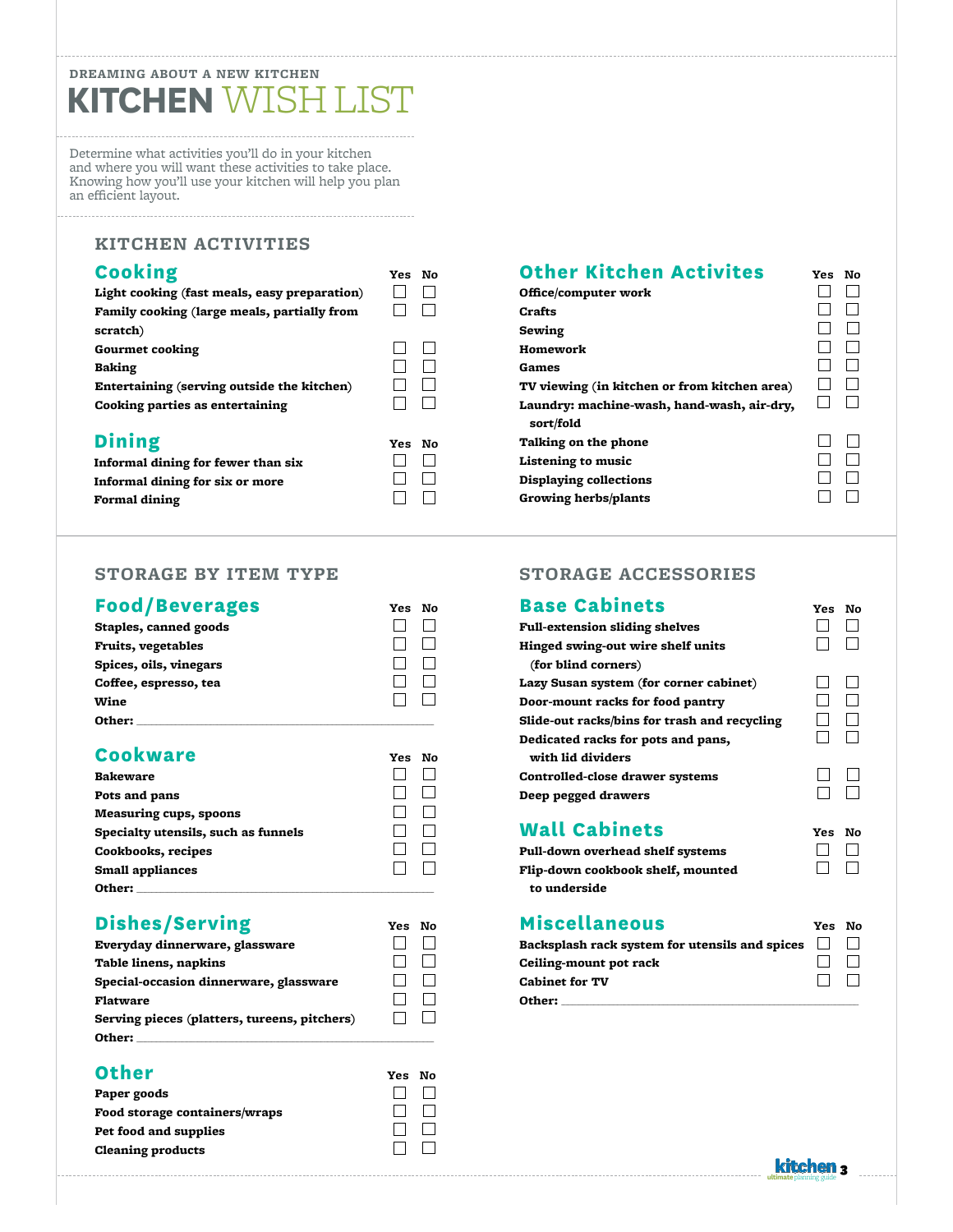DREAMING ABOUT A NEW KITCHEN

# KITCHEN WISH LIST

Determine what activities you'll do in your kitchen and where you will want these activities to take place. Knowing how you'll use your kitchen will help you plan an efficient layout.

## KITCHEN ACTIVITIES

### Cooking

| | Yes | No |
|---|---|---|
| Light cooking (fast meals, easy preparation) | ☐ | ☐ |
| Family cooking (large meals, partially from scratch) | ☐ | ☐ |
| Gourmet cooking | ☐ | ☐ |
| Baking | ☐ | ☐ |
| Entertaining (serving outside the kitchen) | ☐ | ☐ |
| Cooking parties as entertaining | ☐ | ☐ |

### Dining

| | Yes | No |
|---|---|---|
| Informal dining for fewer than six | ☐ | ☐ |
| Informal dining for six or more | ☐ | ☐ |
| Formal dining | ☐ | ☐ |

### Other Kitchen Activites

| | Yes | No |
|---|---|---|
| Office/computer work | ☐ | ☐ |
| Crafts | ☐ | ☐ |
| Sewing | ☐ | ☐ |
| Homework | ☐ | ☐ |
| Games | ☐ | ☐ |
| TV viewing (in kitchen or from kitchen area) | ☐ | ☐ |
| Laundry: machine-wash, hand-wash, air-dry, sort/fold | ☐ | ☐ |
| Talking on the phone | ☐ | ☐ |
| Listening to music | ☐ | ☐ |
| Displaying collections | ☐ | ☐ |
| Growing herbs/plants | ☐ | ☐ |

## STORAGE BY ITEM TYPE

### Food/Beverages

| | Yes | No |
|---|---|---|
| Staples, canned goods | ☐ | ☐ |
| Fruits, vegetables | ☐ | ☐ |
| Spices, oils, vinegars | ☐ | ☐ |
| Coffee, espresso, tea | ☐ | ☐ |
| Wine | ☐ | ☐ |

Other: ______________________________

### Cookware

| | Yes | No |
|---|---|---|
| Bakeware | ☐ | ☐ |
| Pots and pans | ☐ | ☐ |
| Measuring cups, spoons | ☐ | ☐ |
| Specialty utensils, such as funnels | ☐ | ☐ |
| Cookbooks, recipes | ☐ | ☐ |
| Small appliances | ☐ | ☐ |

Other: ______________________________

### Dishes/Serving

| | Yes | No |
|---|---|---|
| Everyday dinnerware, glassware | ☐ | ☐ |
| Table linens, napkins | ☐ | ☐ |
| Special-occasion dinnerware, glassware | ☐ | ☐ |
| Flatware | ☐ | ☐ |
| Serving pieces (platters, tureens, pitchers) | ☐ | ☐ |

Other: ______________________________

### Other

| | Yes | No |
|---|---|---|
| Paper goods | ☐ | ☐ |
| Food storage containers/wraps | ☐ | ☐ |
| Pet food and supplies | ☐ | ☐ |
| Cleaning products | ☐ | ☐ |

## STORAGE ACCESSORIES

### Base Cabinets

| | Yes | No |
|---|---|---|
| Full-extension sliding shelves | ☐ | ☐ |
| Hinged swing-out wire shelf units (for blind corners) | ☐ | ☐ |
| Lazy Susan system (for corner cabinet) | ☐ | ☐ |
| Door-mount racks for food pantry | ☐ | ☐ |
| Slide-out racks/bins for trash and recycling | ☐ | ☐ |
| Dedicated racks for pots and pans, with lid dividers | ☐ | ☐ |
| Controlled-close drawer systems | ☐ | ☐ |
| Deep pegged drawers | ☐ | ☐ |

### Wall Cabinets

| | Yes | No |
|---|---|---|
| Pull-down overhead shelf systems | ☐ | ☐ |
| Flip-down cookbook shelf, mounted to underside | ☐ | ☐ |

### Miscellaneous

| | Yes | No |
|---|---|---|
| Backsplash rack system for utensils and spices | ☐ | ☐ |
| Ceiling-mount pot rack | ☐ | ☐ |
| Cabinet for TV | ☐ | ☐ |

Other: ______________________________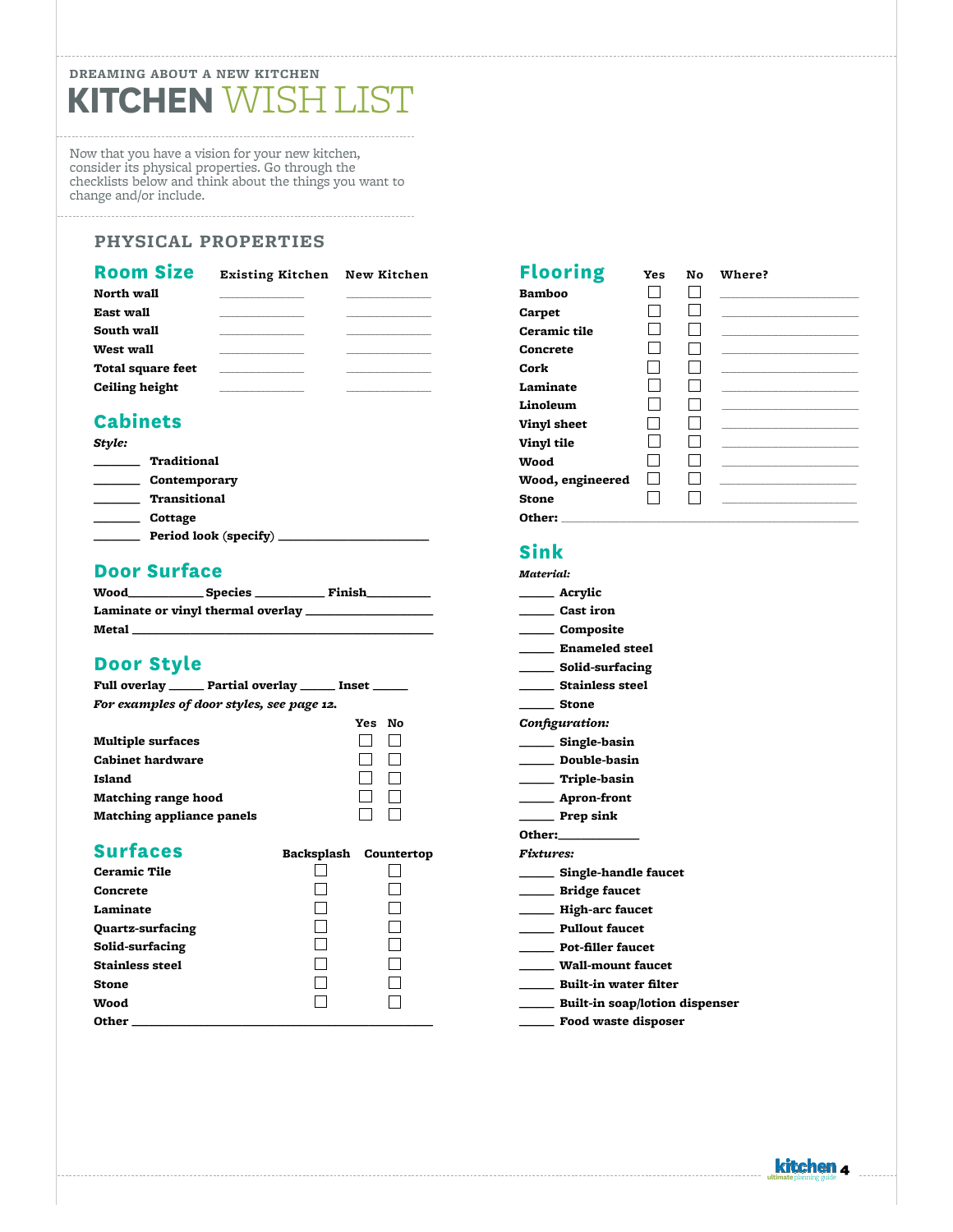DREAMING ABOUT A NEW KITCHEN

# KITCHEN WISH LIST

Now that you have a vision for your new kitchen, consider its physical properties. Go through the checklists below and think about the things you want to change and/or include.

## PHYSICAL PROPERTIES

### Room Size

| | Existing Kitchen | New Kitchen |
|---|---|---|
| **North wall** | ___________ | ___________ |
| **East wall** | ___________ | ___________ |
| **South wall** | ___________ | ___________ |
| **West wall** | ___________ | ___________ |
| **Total square feet** | ___________ | ___________ |
| **Ceiling height** | ___________ | ___________ |

### Cabinets

***Style:***

- ______ **Traditional**
- ______ **Contemporary**
- ______ **Transitional**
- ______ **Cottage**
- ______ **Period look** (specify) ____________________

### Door Surface

**Wood**__________ **Species** _________ **Finish**_________

**Laminate or vinyl thermal overlay** ________________

**Metal** ________________________________________

### Door Style

**Full overlay** _____ **Partial overlay** _____ **Inset** _____

***For examples of door styles, see page 12.***

| | Yes | No |
|---|---|---|
| **Multiple surfaces** | ☐ | ☐ |
| **Cabinet hardware** | ☐ | ☐ |
| **Island** | ☐ | ☐ |
| **Matching range hood** | ☐ | ☐ |
| **Matching appliance panels** | ☐ | ☐ |

### Surfaces

| | Backsplash | Countertop |
|---|---|---|
| **Ceramic Tile** | ☐ | ☐ |
| **Concrete** | ☐ | ☐ |
| **Laminate** | ☐ | ☐ |
| **Quartz-surfacing** | ☐ | ☐ |
| **Solid-surfacing** | ☐ | ☐ |
| **Stainless steel** | ☐ | ☐ |
| **Stone** | ☐ | ☐ |
| **Wood** | ☐ | ☐ |

**Other** ________________________________________

### Flooring

| | Yes | No | Where? |
|---|---|---|---|
| **Bamboo** | ☐ | ☐ | _______________ |
| **Carpet** | ☐ | ☐ | _______________ |
| **Ceramic tile** | ☐ | ☐ | _______________ |
| **Concrete** | ☐ | ☐ | _______________ |
| **Cork** | ☐ | ☐ | _______________ |
| **Laminate** | ☐ | ☐ | _______________ |
| **Linoleum** | ☐ | ☐ | _______________ |
| **Vinyl sheet** | ☐ | ☐ | _______________ |
| **Vinyl tile** | ☐ | ☐ | _______________ |
| **Wood** | ☐ | ☐ | _______________ |
| **Wood, engineered** | ☐ | ☐ | _______________ |
| **Stone** | ☐ | ☐ | _______________ |

**Other:** ________________________________

### Sink

***Material:***

- _____ **Acrylic**
- _____ **Cast iron**
- _____ **Composite**
- _____ **Enameled steel**
- _____ **Solid-surfacing**
- _____ **Stainless steel**
- _____ **Stone**

***Configuration:***

- _____ **Single-basin**
- _____ **Double-basin**
- _____ **Triple-basin**
- _____ **Apron-front**
- _____ **Prep sink**

**Other:**__________

***Fixtures:***

- _____ **Single-handle faucet**
- _____ **Bridge faucet**
- _____ **High-arc faucet**
- _____ **Pullout faucet**
- _____ **Pot-filler faucet**
- _____ **Wall-mount faucet**
- _____ **Built-in water filter**
- _____ **Built-in soap/lotion dispenser**
- _____ **Food waste disposer**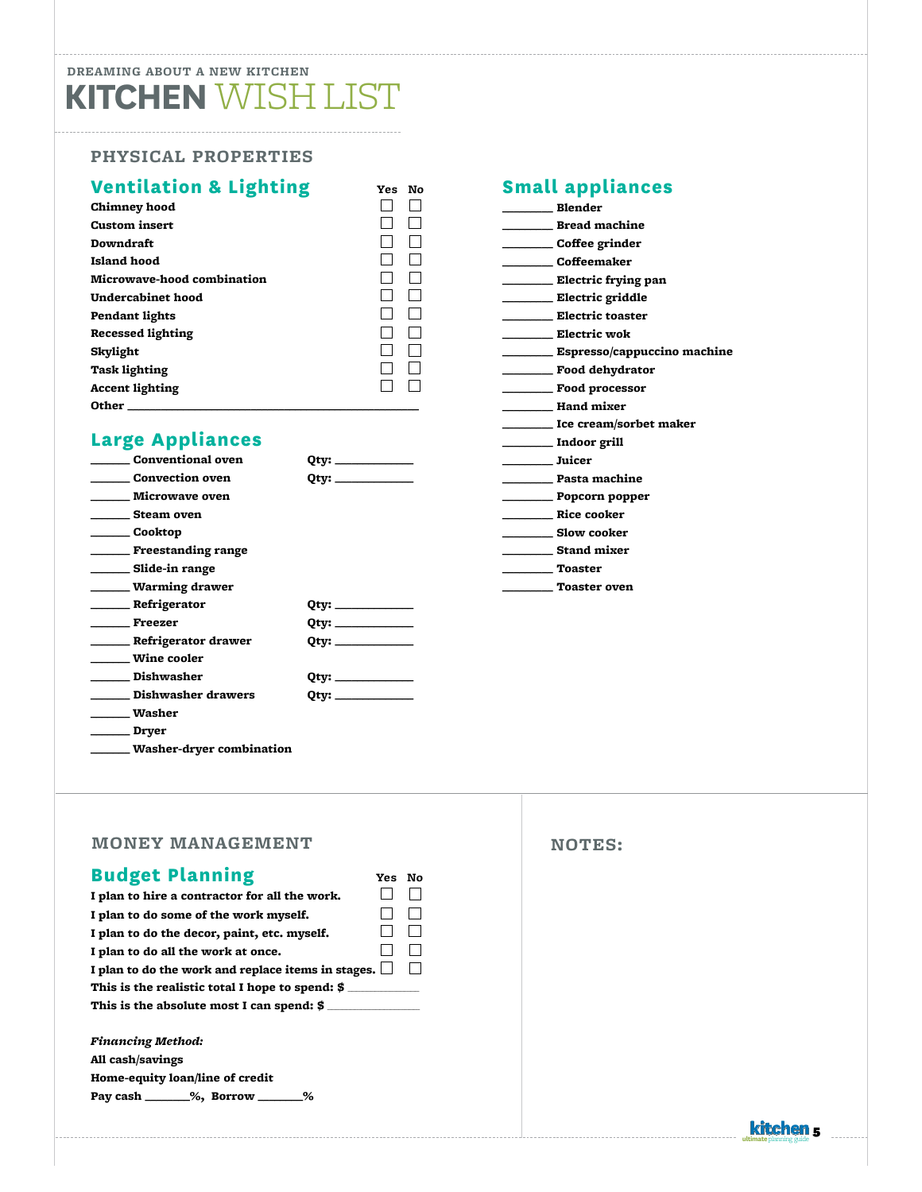DREAMING ABOUT A NEW KITCHEN

# KITCHEN WISH LIST

## PHYSICAL PROPERTIES

### Ventilation & Lighting

| | Yes | No |
|---|---|---|
| Chimney hood | ☐ | ☐ |
| Custom insert | ☐ | ☐ |
| Downdraft | ☐ | ☐ |
| Island hood | ☐ | ☐ |
| Microwave-hood combination | ☐ | ☐ |
| Undercabinet hood | ☐ | ☐ |
| Pendant lights | ☐ | ☐ |
| Recessed lighting | ☐ | ☐ |
| Skylight | ☐ | ☐ |
| Task lighting | ☐ | ☐ |
| Accent lighting | ☐ | ☐ |

Other ___________________________________________

### Large Appliances

- ______ Conventional oven Qty: ____________
- ______ Convection oven Qty: ____________
- ______ Microwave oven
- ______ Steam oven
- ______ Cooktop
- ______ Freestanding range
- ______ Slide-in range
- ______ Warming drawer
- ______ Refrigerator Qty: ____________
- ______ Freezer Qty: ____________
- ______ Refrigerator drawer Qty: ____________
- ______ Wine cooler
- ______ Dishwasher Qty: ____________
- ______ Dishwasher drawers Qty: ____________
- ______ Washer
- ______ Dryer
- ______ Washer-dryer combination

### Small appliances

- _______ Blender
- _______ Bread machine
- _______ Coffee grinder
- _______ Coffeemaker
- _______ Electric frying pan
- _______ Electric griddle
- _______ Electric toaster
- _______ Electric wok
- _______ Espresso/cappuccino machine
- _______ Food dehydrator
- _______ Food processor
- _______ Hand mixer
- _______ Ice cream/sorbet maker
- _______ Indoor grill
- _______ Juicer
- _______ Pasta machine
- _______ Popcorn popper
- _______ Rice cooker
- _______ Slow cooker
- _______ Stand mixer
- _______ Toaster
- _______ Toaster oven

## MONEY MANAGEMENT

### Budget Planning

| | Yes | No |
|---|---|---|
| I plan to hire a contractor for all the work. | ☐ | ☐ |
| I plan to do some of the work myself. | ☐ | ☐ |
| I plan to do the decor, paint, etc. myself. | ☐ | ☐ |
| I plan to do all the work at once. | ☐ | ☐ |
| I plan to do the work and replace items in stages. | ☐ | ☐ |

This is the realistic total I hope to spend: $ ___________

This is the absolute most I can spend: $ ______________

*Financing Method:*

All cash/savings

Home-equity loan/line of credit

Pay cash _______%, Borrow _______%

## NOTES: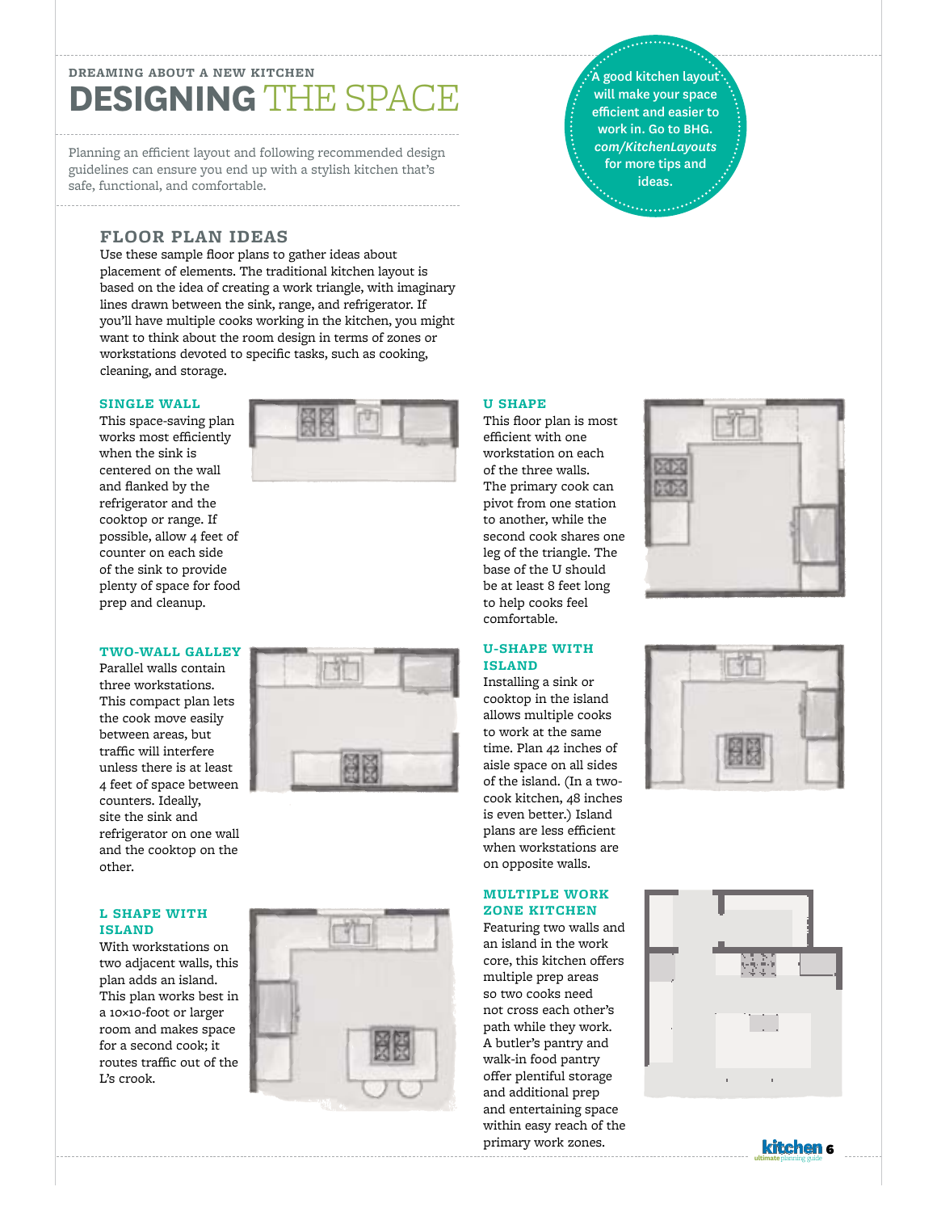DREAMING ABOUT A NEW KITCHEN

# DESIGNING THE SPACE

Planning an efficient layout and following recommended design guidelines can ensure you end up with a stylish kitchen that's safe, functional, and comfortable.

A good kitchen layout will make your space efficient and easier to work in. Go to BHG.*com/KitchenLayouts* for more tips and ideas.

## FLOOR PLAN IDEAS

Use these sample floor plans to gather ideas about placement of elements. The traditional kitchen layout is based on the idea of creating a work triangle, with imaginary lines drawn between the sink, range, and refrigerator. If you'll have multiple cooks working in the kitchen, you might want to think about the room design in terms of zones or workstations devoted to specific tasks, such as cooking, cleaning, and storage.

### SINGLE WALL

This space-saving plan works most efficiently when the sink is centered on the wall and flanked by the refrigerator and the cooktop or range. If possible, allow 4 feet of counter on each side of the sink to provide plenty of space for food prep and cleanup.

### TWO-WALL GALLEY

Parallel walls contain three workstations. This compact plan lets the cook move easily between areas, but traffic will interfere unless there is at least 4 feet of space between counters. Ideally, site the sink and refrigerator on one wall and the cooktop on the other.

### L SHAPE WITH ISLAND

With workstations on two adjacent walls, this plan adds an island. This plan works best in a 10×10-foot or larger room and makes space for a second cook; it routes traffic out of the L's crook.

### U SHAPE

This floor plan is most efficient with one workstation on each of the three walls. The primary cook can pivot from one station to another, while the second cook shares one leg of the triangle. The base of the U should be at least 8 feet long to help cooks feel comfortable.

### U-SHAPE WITH ISLAND

Installing a sink or cooktop in the island allows multiple cooks to work at the same time. Plan 42 inches of aisle space on all sides of the island. (In a two-cook kitchen, 48 inches is even better.) Island plans are less efficient when workstations are on opposite walls.

### MULTIPLE WORK ZONE KITCHEN

Featuring two walls and an island in the work core, this kitchen offers multiple prep areas so two cooks need not cross each other's path while they work. A butler's pantry and walk-in food pantry offer plentiful storage and additional prep and entertaining space within easy reach of the primary work zones.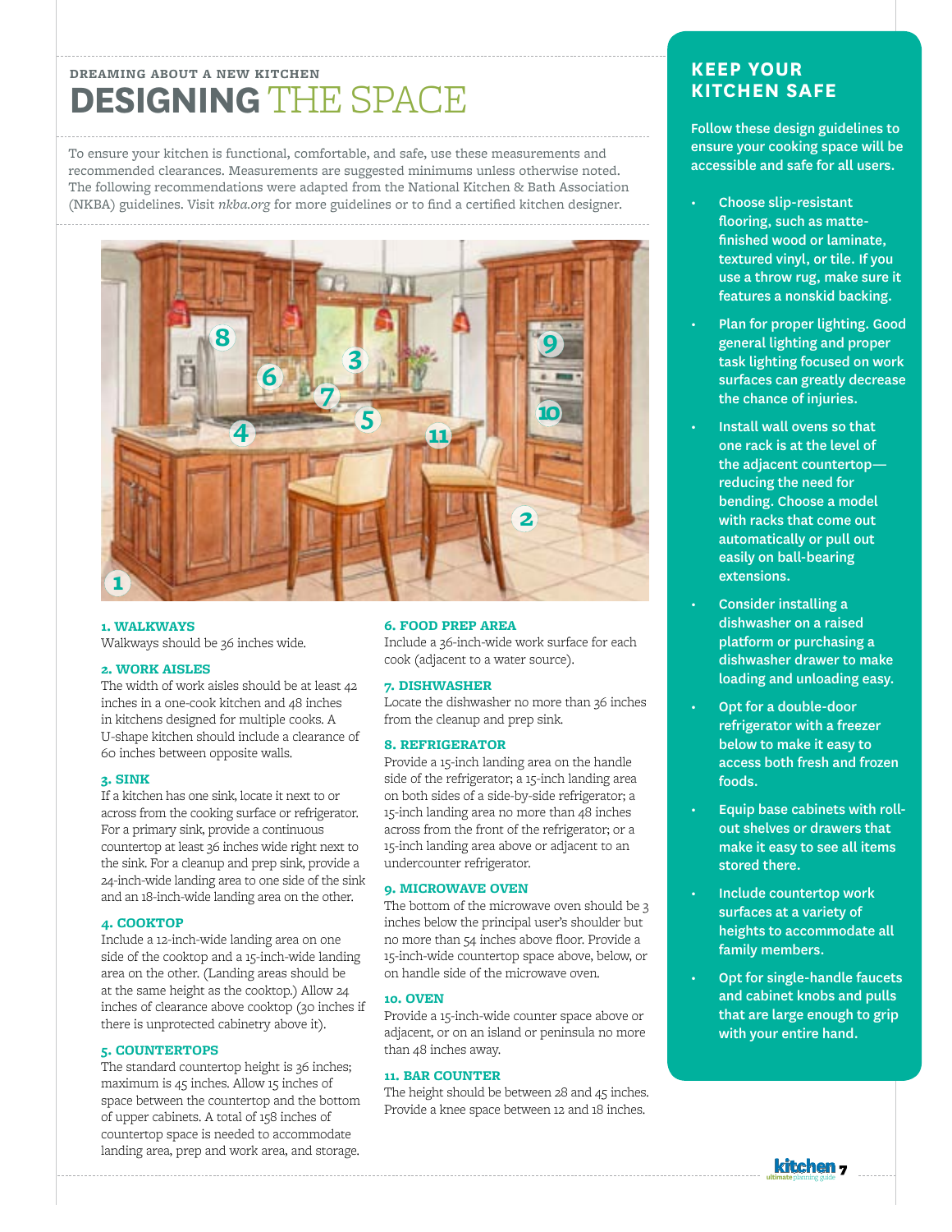DREAMING ABOUT A NEW KITCHEN

# DESIGNING THE SPACE

To ensure your kitchen is functional, comfortable, and safe, use these measurements and recommended clearances. Measurements are suggested minimums unless otherwise noted. The following recommendations were adapted from the National Kitchen & Bath Association (NKBA) guidelines. Visit *nkba.org* for more guidelines or to find a certified kitchen designer.

### 1. WALKWAYS

Walkways should be 36 inches wide.

### 2. WORK AISLES

The width of work aisles should be at least 42 inches in a one-cook kitchen and 48 inches in kitchens designed for multiple cooks. A U-shape kitchen should include a clearance of 60 inches between opposite walls.

### 3. SINK

If a kitchen has one sink, locate it next to or across from the cooking surface or refrigerator. For a primary sink, provide a continuous countertop at least 36 inches wide right next to the sink. For a cleanup and prep sink, provide a 24-inch-wide landing area to one side of the sink and an 18-inch-wide landing area on the other.

### 4. COOKTOP

Include a 12-inch-wide landing area on one side of the cooktop and a 15-inch-wide landing area on the other. (Landing areas should be at the same height as the cooktop.) Allow 24 inches of clearance above cooktop (30 inches if there is unprotected cabinetry above it).

### 5. COUNTERTOPS

The standard countertop height is 36 inches; maximum is 45 inches. Allow 15 inches of space between the countertop and the bottom of upper cabinets. A total of 158 inches of countertop space is needed to accommodate landing area, prep and work area, and storage.

### 6. FOOD PREP AREA

Include a 36-inch-wide work surface for each cook (adjacent to a water source).

### 7. DISHWASHER

Locate the dishwasher no more than 36 inches from the cleanup and prep sink.

### 8. REFRIGERATOR

Provide a 15-inch landing area on the handle side of the refrigerator; a 15-inch landing area on both sides of a side-by-side refrigerator; a 15-inch landing area no more than 48 inches across from the front of the refrigerator; or a 15-inch landing area above or adjacent to an undercounter refrigerator.

### 9. MICROWAVE OVEN

The bottom of the microwave oven should be 3 inches below the principal user's shoulder but no more than 54 inches above floor. Provide a 15-inch-wide countertop space above, below, or on handle side of the microwave oven.

### 10. OVEN

Provide a 15-inch-wide counter space above or adjacent, or on an island or peninsula no more than 48 inches away.

### 11. BAR COUNTER

The height should be between 28 and 45 inches. Provide a knee space between 12 and 18 inches.

## KEEP YOUR KITCHEN SAFE

**Follow these design guidelines to ensure your cooking space will be accessible and safe for all users.**

- **Choose slip-resistant flooring, such as matte-finished wood or laminate, textured vinyl, or tile. If you use a throw rug, make sure it features a nonskid backing.**
- **Plan for proper lighting. Good general lighting and proper task lighting focused on work surfaces can greatly decrease the chance of injuries.**
- **Install wall ovens so that one rack is at the level of the adjacent countertop—reducing the need for bending. Choose a model with racks that come out automatically or pull out easily on ball-bearing extensions.**
- **Consider installing a dishwasher on a raised platform or purchasing a dishwasher drawer to make loading and unloading easy.**
- **Opt for a double-door refrigerator with a freezer below to make it easy to access both fresh and frozen foods.**
- **Equip base cabinets with roll-out shelves or drawers that make it easy to see all items stored there.**
- **Include countertop work surfaces at a variety of heights to accommodate all family members.**
- **Opt for single-handle faucets and cabinet knobs and pulls that are large enough to grip with your entire hand.**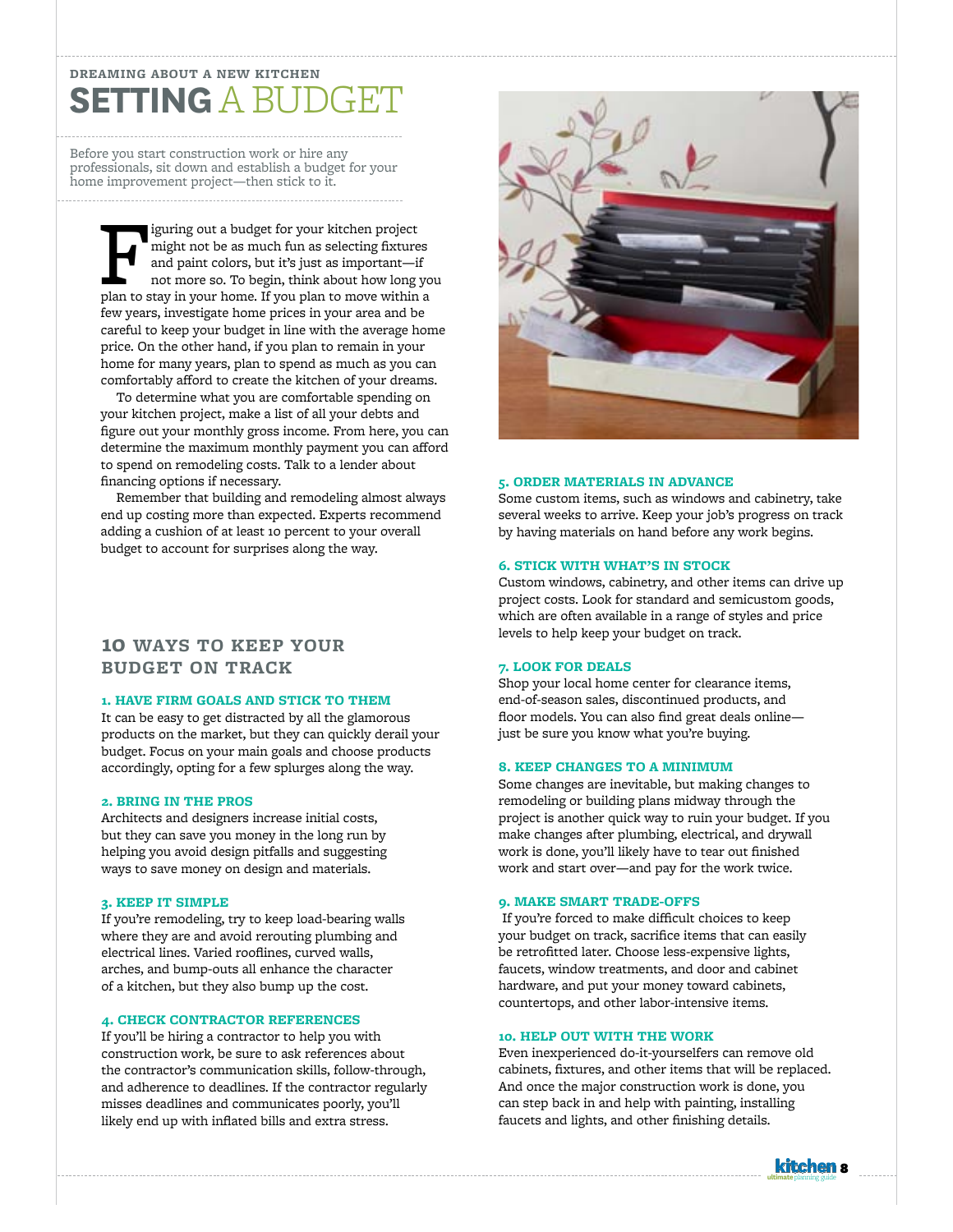### DREAMING ABOUT A NEW KITCHEN

# SETTING A BUDGET

Before you start construction work or hire any professionals, sit down and establish a budget for your home improvement project—then stick to it.

Figuring out a budget for your kitchen project might not be as much fun as selecting fixtures and paint colors, but it's just as important—if not more so. To begin, think about how long you plan to stay in your home. If you plan to move within a few years, investigate home prices in your area and be careful to keep your budget in line with the average home price. On the other hand, if you plan to remain in your home for many years, plan to spend as much as you can comfortably afford to create the kitchen of your dreams.

To determine what you are comfortable spending on your kitchen project, make a list of all your debts and figure out your monthly gross income. From here, you can determine the maximum monthly payment you can afford to spend on remodeling costs. Talk to a lender about financing options if necessary.

Remember that building and remodeling almost always end up costing more than expected. Experts recommend adding a cushion of at least 10 percent to your overall budget to account for surprises along the way.

## 10 WAYS TO KEEP YOUR BUDGET ON TRACK

### 1. HAVE FIRM GOALS AND STICK TO THEM

It can be easy to get distracted by all the glamorous products on the market, but they can quickly derail your budget. Focus on your main goals and choose products accordingly, opting for a few splurges along the way.

### 2. BRING IN THE PROS

Architects and designers increase initial costs, but they can save you money in the long run by helping you avoid design pitfalls and suggesting ways to save money on design and materials.

### 3. KEEP IT SIMPLE

If you're remodeling, try to keep load-bearing walls where they are and avoid rerouting plumbing and electrical lines. Varied rooflines, curved walls, arches, and bump-outs all enhance the character of a kitchen, but they also bump up the cost.

### 4. CHECK CONTRACTOR REFERENCES

If you'll be hiring a contractor to help you with construction work, be sure to ask references about the contractor's communication skills, follow-through, and adherence to deadlines. If the contractor regularly misses deadlines and communicates poorly, you'll likely end up with inflated bills and extra stress.

### 5. ORDER MATERIALS IN ADVANCE

Some custom items, such as windows and cabinetry, take several weeks to arrive. Keep your job's progress on track by having materials on hand before any work begins.

### 6. STICK WITH WHAT'S IN STOCK

Custom windows, cabinetry, and other items can drive up project costs. Look for standard and semicustom goods, which are often available in a range of styles and price levels to help keep your budget on track.

### 7. LOOK FOR DEALS

Shop your local home center for clearance items, end-of-season sales, discontinued products, and floor models. You can also find great deals online—just be sure you know what you're buying.

### 8. KEEP CHANGES TO A MINIMUM

Some changes are inevitable, but making changes to remodeling or building plans midway through the project is another quick way to ruin your budget. If you make changes after plumbing, electrical, and drywall work is done, you'll likely have to tear out finished work and start over—and pay for the work twice.

### 9. MAKE SMART TRADE-OFFS

If you're forced to make difficult choices to keep your budget on track, sacrifice items that can easily be retrofitted later. Choose less-expensive lights, faucets, window treatments, and door and cabinet hardware, and put your money toward cabinets, countertops, and other labor-intensive items.

### 10. HELP OUT WITH THE WORK

Even inexperienced do-it-yourselfers can remove old cabinets, fixtures, and other items that will be replaced. And once the major construction work is done, you can step back in and help with painting, installing faucets and lights, and other finishing details.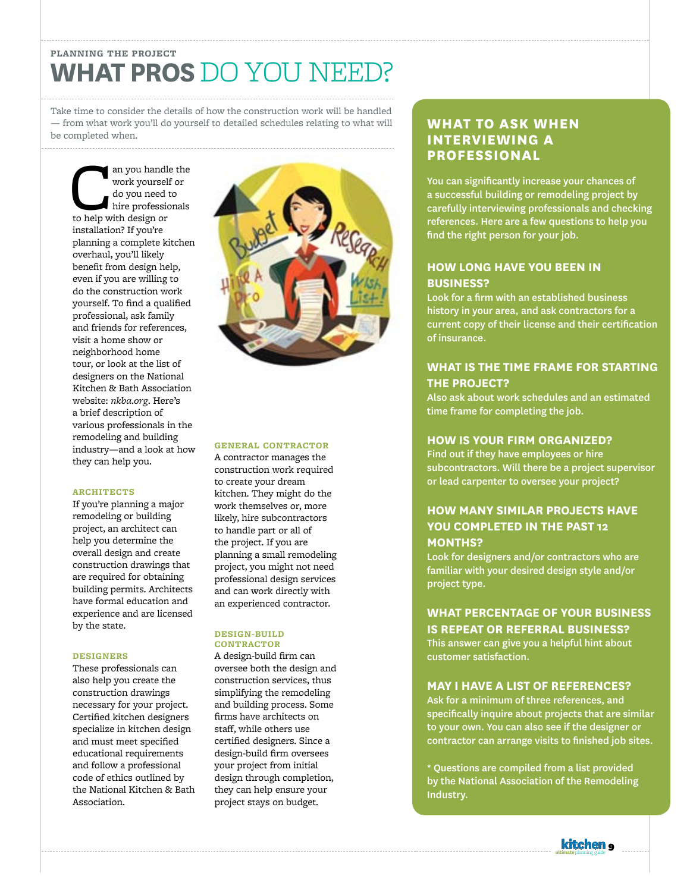PLANNING THE PROJECT

# WHAT PROS DO YOU NEED?

Take time to consider the details of how the construction work will be handled — from what work you'll do yourself to detailed schedules relating to what will be completed when.

Can you handle the work yourself or do you need to hire professionals to help with design or installation? If you're planning a complete kitchen overhaul, you'll likely benefit from design help, even if you are willing to do the construction work yourself. To find a qualified professional, ask family and friends for references, visit a home show or neighborhood home tour, or look at the list of designers on the National Kitchen & Bath Association website: *nkba.org*. Here's a brief description of various professionals in the remodeling and building industry—and a look at how they can help you.

### ARCHITECTS

If you're planning a major remodeling or building project, an architect can help you determine the overall design and create construction drawings that are required for obtaining building permits. Architects have formal education and experience and are licensed by the state.

### DESIGNERS

These professionals can also help you create the construction drawings necessary for your project. Certified kitchen designers specialize in kitchen design and must meet specified educational requirements and follow a professional code of ethics outlined by the National Kitchen & Bath Association.

### GENERAL CONTRACTOR

A contractor manages the construction work required to create your dream kitchen. They might do the work themselves or, more likely, hire subcontractors to handle part or all of the project. If you are planning a small remodeling project, you might not need professional design services and can work directly with an experienced contractor.

### DESIGN-BUILD CONTRACTOR

A design-build firm can oversee both the design and construction services, thus simplifying the remodeling and building process. Some firms have architects on staff, while others use certified designers. Since a design-build firm oversees your project from initial design through completion, they can help ensure your project stays on budget.

## WHAT TO ASK WHEN INTERVIEWING A PROFESSIONAL

You can significantly increase your chances of a successful building or remodeling project by carefully interviewing professionals and checking references. Here are a few questions to help you find the right person for your job.

### HOW LONG HAVE YOU BEEN IN BUSINESS?

Look for a firm with an established business history in your area, and ask contractors for a current copy of their license and their certification of insurance.

### WHAT IS THE TIME FRAME FOR STARTING THE PROJECT?

Also ask about work schedules and an estimated time frame for completing the job.

### HOW IS YOUR FIRM ORGANIZED?

Find out if they have employees or hire subcontractors. Will there be a project supervisor or lead carpenter to oversee your project?

### HOW MANY SIMILAR PROJECTS HAVE YOU COMPLETED IN THE PAST 12 MONTHS?

Look for designers and/or contractors who are familiar with your desired design style and/or project type.

### WHAT PERCENTAGE OF YOUR BUSINESS IS REPEAT OR REFERRAL BUSINESS?

This answer can give you a helpful hint about customer satisfaction.

### MAY I HAVE A LIST OF REFERENCES?

Ask for a minimum of three references, and specifically inquire about projects that are similar to your own. You can also see if the designer or contractor can arrange visits to finished job sites.

* Questions are compiled from a list provided by the National Association of the Remodeling Industry.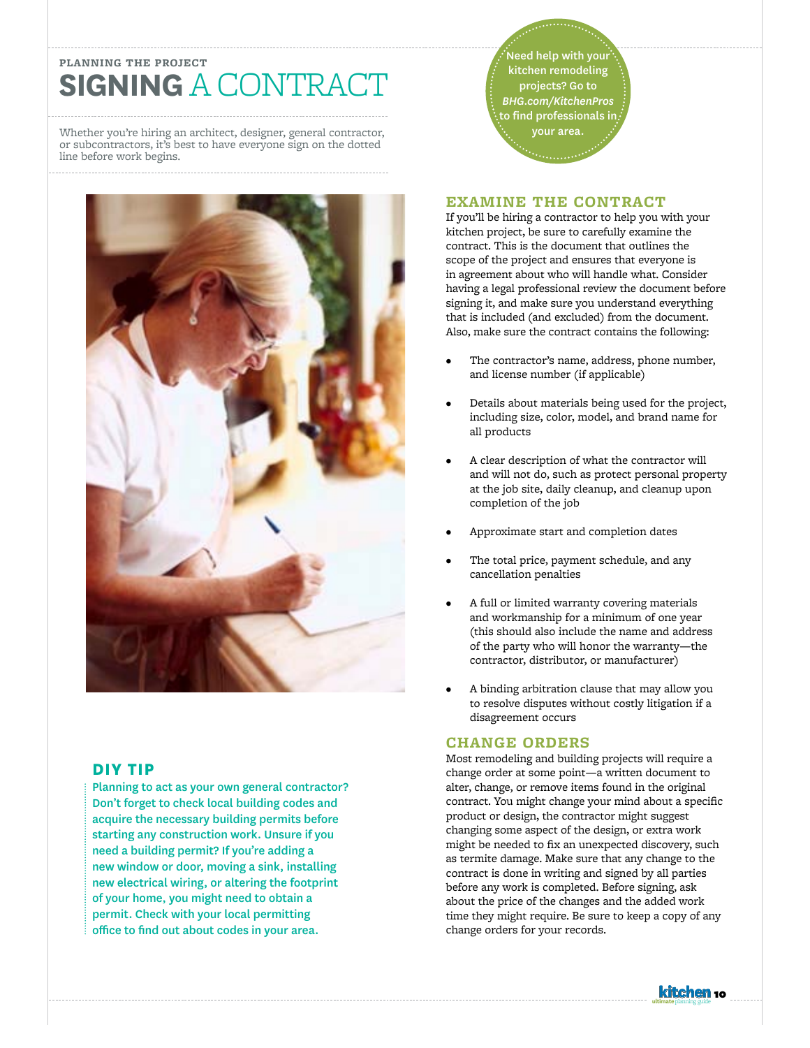PLANNING THE PROJECT

# SIGNING A CONTRACT

Whether you're hiring an architect, designer, general contractor, or subcontractors, it's best to have everyone sign on the dotted line before work begins.

Need help with your kitchen remodeling projects? Go to *BHG.com/KitchenPros* to find professionals in your area.

## EXAMINE THE CONTRACT

If you'll be hiring a contractor to help you with your kitchen project, be sure to carefully examine the contract. This is the document that outlines the scope of the project and ensures that everyone is in agreement about who will handle what. Consider having a legal professional review the document before signing it, and make sure you understand everything that is included (and excluded) from the document. Also, make sure the contract contains the following:

- The contractor's name, address, phone number, and license number (if applicable)
- Details about materials being used for the project, including size, color, model, and brand name for all products
- A clear description of what the contractor will and will not do, such as protect personal property at the job site, daily cleanup, and cleanup upon completion of the job
- Approximate start and completion dates
- The total price, payment schedule, and any cancellation penalties
- A full or limited warranty covering materials and workmanship for a minimum of one year (this should also include the name and address of the party who will honor the warranty—the contractor, distributor, or manufacturer)
- A binding arbitration clause that may allow you to resolve disputes without costly litigation if a disagreement occurs

## CHANGE ORDERS

Most remodeling and building projects will require a change order at some point—a written document to alter, change, or remove items found in the original contract. You might change your mind about a specific product or design, the contractor might suggest changing some aspect of the design, or extra work might be needed to fix an unexpected discovery, such as termite damage. Make sure that any change to the contract is done in writing and signed by all parties before any work is completed. Before signing, ask about the price of the changes and the added work time they might require. Be sure to keep a copy of any change orders for your records.

## DIY TIP

**Planning to act as your own general contractor? Don't forget to check local building codes and acquire the necessary building permits before starting any construction work. Unsure if you need a building permit? If you're adding a new window or door, moving a sink, installing new electrical wiring, or altering the footprint of your home, you might need to obtain a permit. Check with your local permitting office to find out about codes in your area.**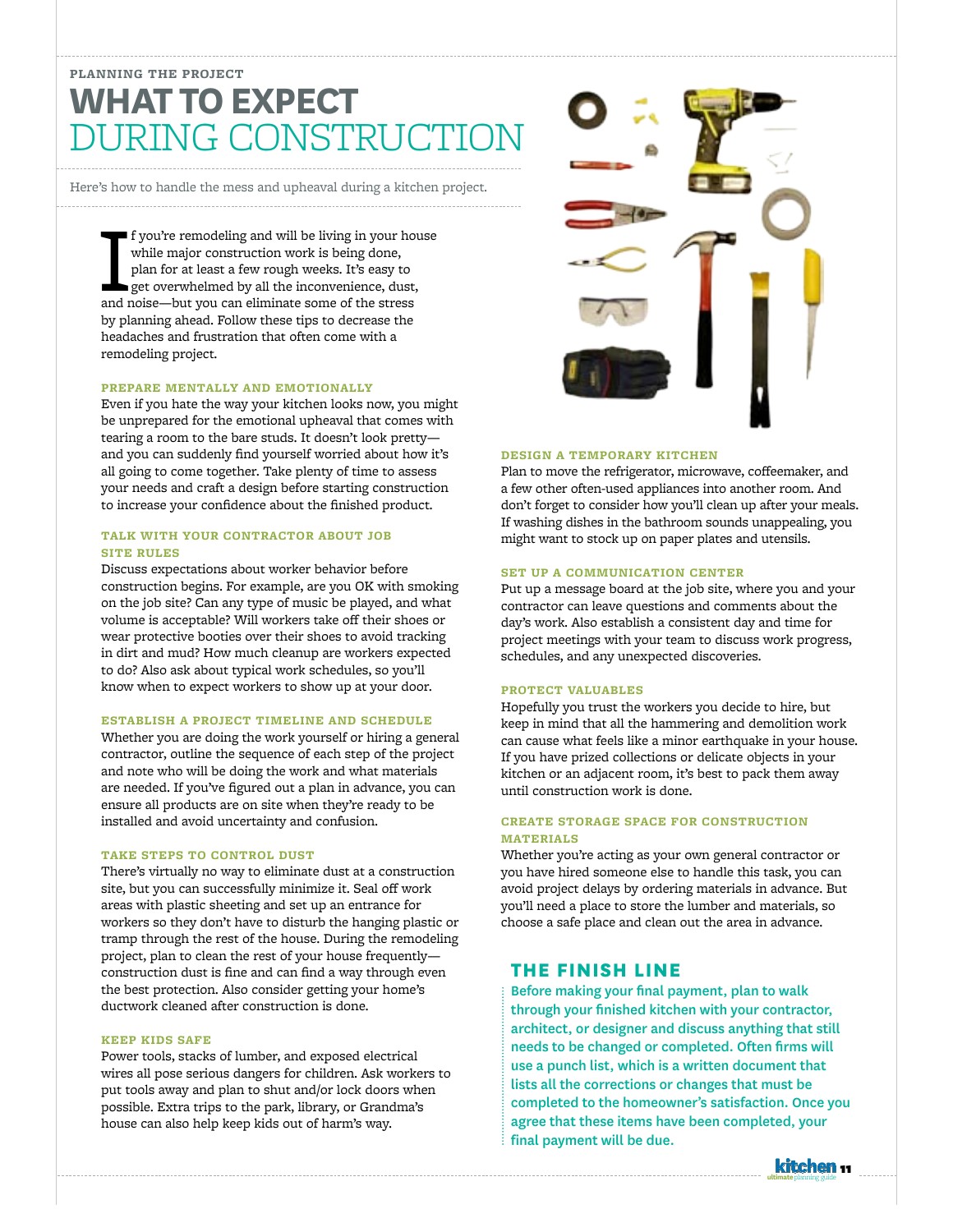PLANNING THE PROJECT

# WHAT TO EXPECT DURING CONSTRUCTION

Here's how to handle the mess and upheaval during a kitchen project.

If you're remodeling and will be living in your house while major construction work is being done, plan for at least a few rough weeks. It's easy to get overwhelmed by all the inconvenience, dust, and noise—but you can eliminate some of the stress by planning ahead. Follow these tips to decrease the headaches and frustration that often come with a remodeling project.

### PREPARE MENTALLY AND EMOTIONALLY

Even if you hate the way your kitchen looks now, you might be unprepared for the emotional upheaval that comes with tearing a room to the bare studs. It doesn't look pretty—and you can suddenly find yourself worried about how it's all going to come together. Take plenty of time to assess your needs and craft a design before starting construction to increase your confidence about the finished product.

### TALK WITH YOUR CONTRACTOR ABOUT JOB SITE RULES

Discuss expectations about worker behavior before construction begins. For example, are you OK with smoking on the job site? Can any type of music be played, and what volume is acceptable? Will workers take off their shoes or wear protective booties over their shoes to avoid tracking in dirt and mud? How much cleanup are workers expected to do? Also ask about typical work schedules, so you'll know when to expect workers to show up at your door.

### ESTABLISH A PROJECT TIMELINE AND SCHEDULE

Whether you are doing the work yourself or hiring a general contractor, outline the sequence of each step of the project and note who will be doing the work and what materials are needed. If you've figured out a plan in advance, you can ensure all products are on site when they're ready to be installed and avoid uncertainty and confusion.

### TAKE STEPS TO CONTROL DUST

There's virtually no way to eliminate dust at a construction site, but you can successfully minimize it. Seal off work areas with plastic sheeting and set up an entrance for workers so they don't have to disturb the hanging plastic or tramp through the rest of the house. During the remodeling project, plan to clean the rest of your house frequently—construction dust is fine and can find a way through even the best protection. Also consider getting your home's ductwork cleaned after construction is done.

### KEEP KIDS SAFE

Power tools, stacks of lumber, and exposed electrical wires all pose serious dangers for children. Ask workers to put tools away and plan to shut and/or lock doors when possible. Extra trips to the park, library, or Grandma's house can also help keep kids out of harm's way.

### DESIGN A TEMPORARY KITCHEN

Plan to move the refrigerator, microwave, coffeemaker, and a few other often-used appliances into another room. And don't forget to consider how you'll clean up after your meals. If washing dishes in the bathroom sounds unappealing, you might want to stock up on paper plates and utensils.

### SET UP A COMMUNICATION CENTER

Put up a message board at the job site, where you and your contractor can leave questions and comments about the day's work. Also establish a consistent day and time for project meetings with your team to discuss work progress, schedules, and any unexpected discoveries.

### PROTECT VALUABLES

Hopefully you trust the workers you decide to hire, but keep in mind that all the hammering and demolition work can cause what feels like a minor earthquake in your house. If you have prized collections or delicate objects in your kitchen or an adjacent room, it's best to pack them away until construction work is done.

### CREATE STORAGE SPACE FOR CONSTRUCTION MATERIALS

Whether you're acting as your own general contractor or you have hired someone else to handle this task, you can avoid project delays by ordering materials in advance. But you'll need a place to store the lumber and materials, so choose a safe place and clean out the area in advance.

## THE FINISH LINE

**Before making your final payment, plan to walk through your finished kitchen with your contractor, architect, or designer and discuss anything that still needs to be changed or completed. Often firms will use a punch list, which is a written document that lists all the corrections or changes that must be completed to the homeowner's satisfaction. Once you agree that these items have been completed, your final payment will be due.**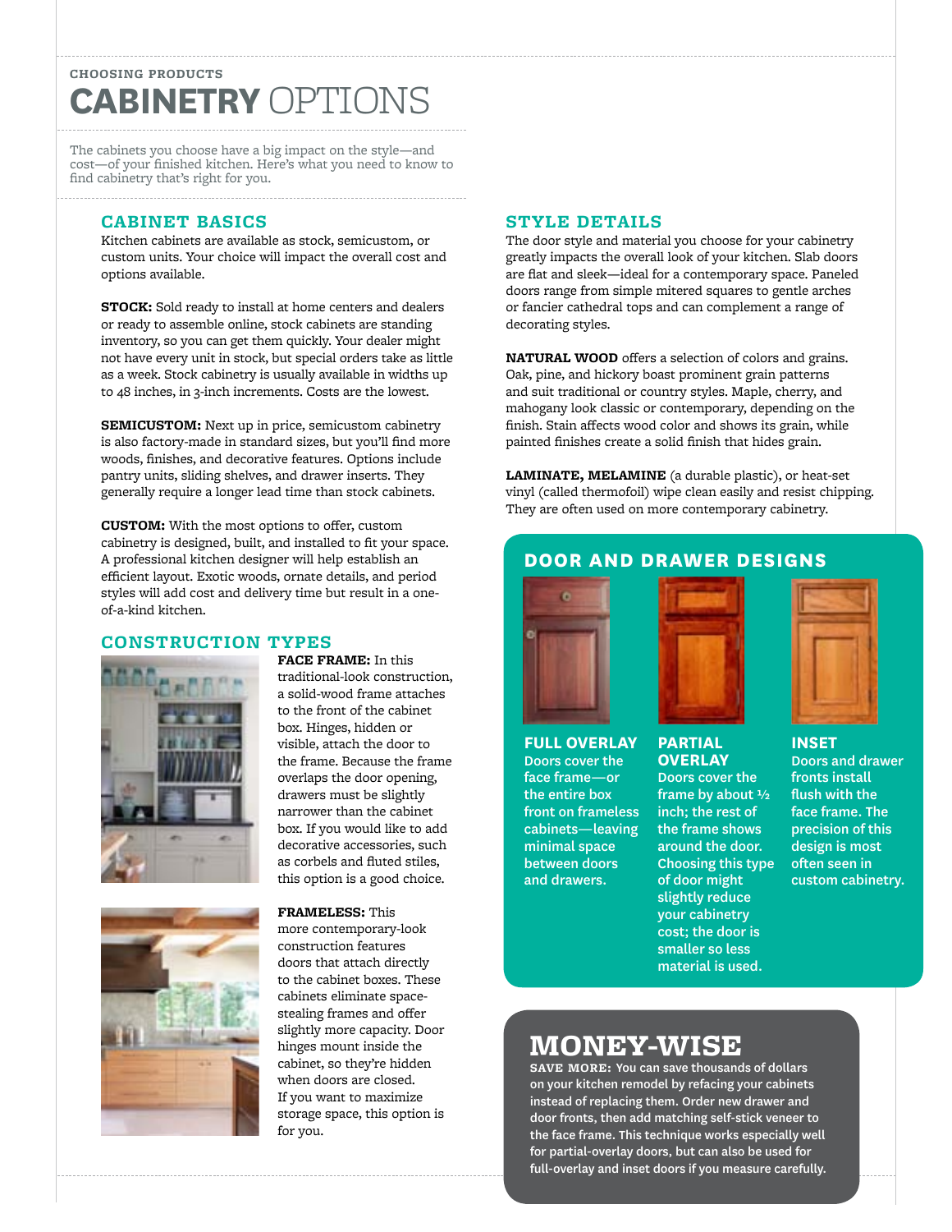CHOOSING PRODUCTS

# CABINETRY OPTIONS

The cabinets you choose have a big impact on the style—and cost—of your finished kitchen. Here's what you need to know to find cabinetry that's right for you.

## CABINET BASICS

Kitchen cabinets are available as stock, semicustom, or custom units. Your choice will impact the overall cost and options available.

**STOCK:** Sold ready to install at home centers and dealers or ready to assemble online, stock cabinets are standing inventory, so you can get them quickly. Your dealer might not have every unit in stock, but special orders take as little as a week. Stock cabinetry is usually available in widths up to 48 inches, in 3-inch increments. Costs are the lowest.

**SEMICUSTOM:** Next up in price, semicustom cabinetry is also factory-made in standard sizes, but you'll find more woods, finishes, and decorative features. Options include pantry units, sliding shelves, and drawer inserts. They generally require a longer lead time than stock cabinets.

**CUSTOM:** With the most options to offer, custom cabinetry is designed, built, and installed to fit your space. A professional kitchen designer will help establish an efficient layout. Exotic woods, ornate details, and period styles will add cost and delivery time but result in a one-of-a-kind kitchen.

## CONSTRUCTION TYPES

**FACE FRAME:** In this traditional-look construction, a solid-wood frame attaches to the front of the cabinet box. Hinges, hidden or visible, attach the door to the frame. Because the frame overlaps the door opening, drawers must be slightly narrower than the cabinet box. If you would like to add decorative accessories, such as corbels and fluted stiles, this option is a good choice.

**FRAMELESS:** This more contemporary-look construction features doors that attach directly to the cabinet boxes. These cabinets eliminate space-stealing frames and offer slightly more capacity. Door hinges mount inside the cabinet, so they're hidden when doors are closed. If you want to maximize storage space, this option is for you.

## STYLE DETAILS

The door style and material you choose for your cabinetry greatly impacts the overall look of your kitchen. Slab doors are flat and sleek—ideal for a contemporary space. Paneled doors range from simple mitered squares to gentle arches or fancier cathedral tops and can complement a range of decorating styles.

**NATURAL WOOD** offers a selection of colors and grains. Oak, pine, and hickory boast prominent grain patterns and suit traditional or country styles. Maple, cherry, and mahogany look classic or contemporary, depending on the finish. Stain affects wood color and shows its grain, while painted finishes create a solid finish that hides grain.

**LAMINATE, MELAMINE** (a durable plastic), or heat-set vinyl (called thermofoil) wipe clean easily and resist chipping. They are often used on more contemporary cabinetry.

## DOOR AND DRAWER DESIGNS

**FULL OVERLAY**
Doors cover the face frame—or the entire box front on frameless cabinets—leaving minimal space between doors and drawers.

**PARTIAL OVERLAY**
Doors cover the frame by about ½ inch; the rest of the frame shows around the door. Choosing this type of door might slightly reduce your cabinetry cost; the door is smaller so less material is used.

**INSET**
Doors and drawer fronts install flush with the face frame. The precision of this design is most often seen in custom cabinetry.

## MONEY-WISE

**SAVE MORE:** You can save thousands of dollars on your kitchen remodel by refacing your cabinets instead of replacing them. Order new drawer and door fronts, then add matching self-stick veneer to the face frame. This technique works especially well for partial-overlay doors, but can also be used for full-overlay and inset doors if you measure carefully.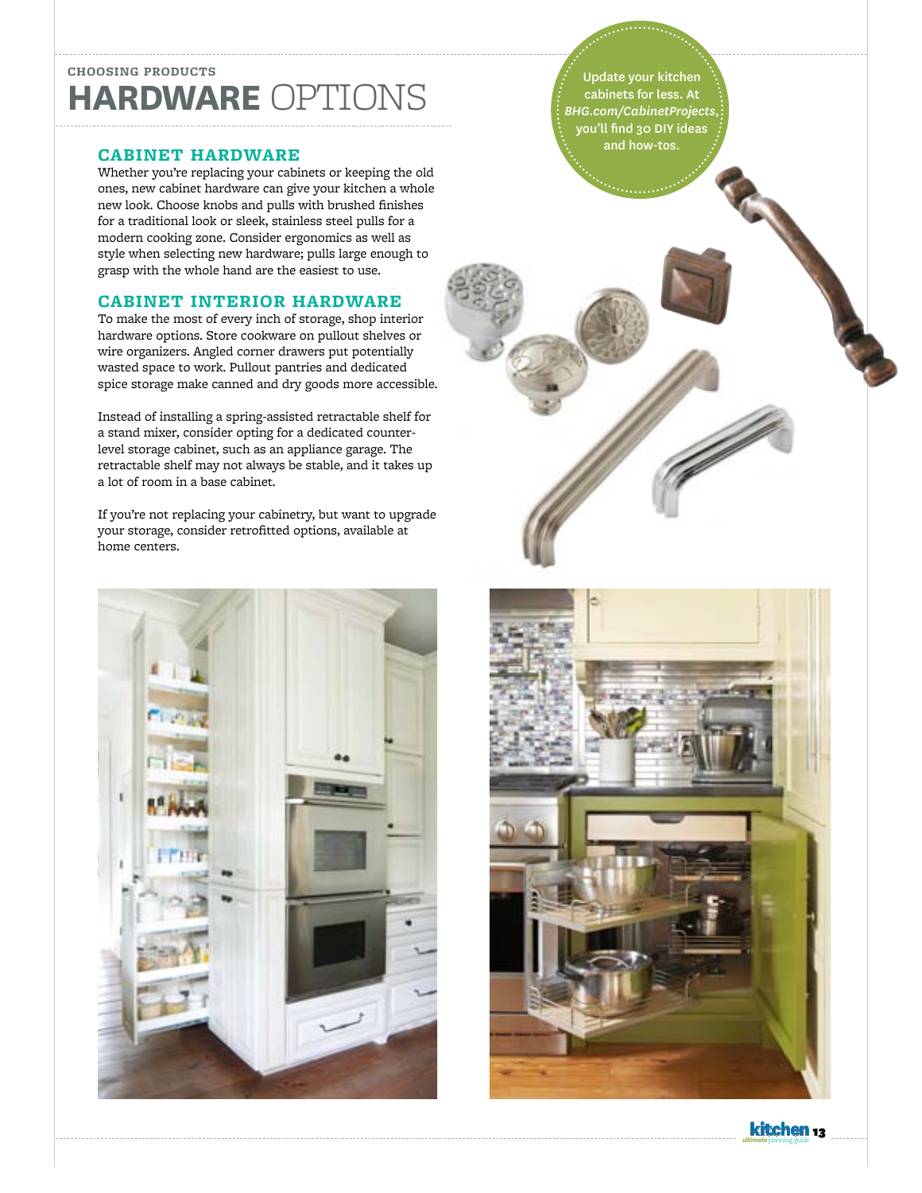CHOOSING PRODUCTS

# HARDWARE OPTIONS

Update your kitchen cabinets for less. At *BHG.com/CabinetProjects*, you'll find 30 DIY ideas and how-tos.

## CABINET HARDWARE

Whether you're replacing your cabinets or keeping the old ones, new cabinet hardware can give your kitchen a whole new look. Choose knobs and pulls with brushed finishes for a traditional look or sleek, stainless steel pulls for a modern cooking zone. Consider ergonomics as well as style when selecting new hardware; pulls large enough to grasp with the whole hand are the easiest to use.

## CABINET INTERIOR HARDWARE

To make the most of every inch of storage, shop interior hardware options. Store cookware on pullout shelves or wire organizers. Angled corner drawers put potentially wasted space to work. Pullout pantries and dedicated spice storage make canned and dry goods more accessible.

Instead of installing a spring-assisted retractable shelf for a stand mixer, consider opting for a dedicated counter-level storage cabinet, such as an appliance garage. The retractable shelf may not always be stable, and it takes up a lot of room in a base cabinet.

If you're not replacing your cabinetry, but want to upgrade your storage, consider retrofitted options, available at home centers.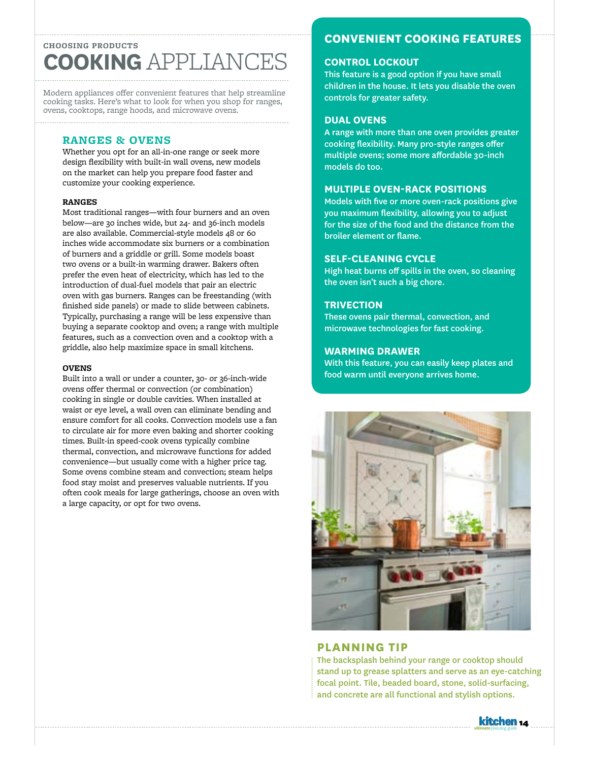CHOOSING PRODUCTS

# COOKING APPLIANCES

Modern appliances offer convenient features that help streamline cooking tasks. Here's what to look for when you shop for ranges, ovens, cooktops, range hoods, and microwave ovens.

## RANGES & OVENS

Whether you opt for an all-in-one range or seek more design flexibility with built-in wall ovens, new models on the market can help you prepare food faster and customize your cooking experience.

### RANGES

Most traditional ranges—with four burners and an oven below—are 30 inches wide, but 24- and 36-inch models are also available. Commercial-style models 48 or 60 inches wide accommodate six burners or a combination of burners and a griddle or grill. Some models boast two ovens or a built-in warming drawer. Bakers often prefer the even heat of electricity, which has led to the introduction of dual-fuel models that pair an electric oven with gas burners. Ranges can be freestanding (with finished side panels) or made to slide between cabinets. Typically, purchasing a range will be less expensive than buying a separate cooktop and oven; a range with multiple features, such as a convection oven and a cooktop with a griddle, also help maximize space in small kitchens.

### OVENS

Built into a wall or under a counter, 30- or 36-inch-wide ovens offer thermal or convection (or combination) cooking in single or double cavities. When installed at waist or eye level, a wall oven can eliminate bending and ensure comfort for all cooks. Convection models use a fan to circulate air for more even baking and shorter cooking times. Built-in speed-cook ovens typically combine thermal, convection, and microwave functions for added convenience—but usually come with a higher price tag. Some ovens combine steam and convection; steam helps food stay moist and preserves valuable nutrients. If you often cook meals for large gatherings, choose an oven with a large capacity, or opt for two ovens.

## CONVENIENT COOKING FEATURES

### CONTROL LOCKOUT

This feature is a good option if you have small children in the house. It lets you disable the oven controls for greater safety.

### DUAL OVENS

A range with more than one oven provides greater cooking flexibility. Many pro-style ranges offer multiple ovens; some more affordable 30-inch models do too.

### MULTIPLE OVEN-RACK POSITIONS

Models with five or more oven-rack positions give you maximum flexibility, allowing you to adjust for the size of the food and the distance from the broiler element or flame.

### SELF-CLEANING CYCLE

High heat burns off spills in the oven, so cleaning the oven isn't such a big chore.

### TRIVECTION

These ovens pair thermal, convection, and microwave technologies for fast cooking.

### WARMING DRAWER

With this feature, you can easily keep plates and food warm until everyone arrives home.

## PLANNING TIP

The backsplash behind your range or cooktop should stand up to grease splatters and serve as an eye-catching focal point. Tile, beaded board, stone, solid-surfacing, and concrete are all functional and stylish options.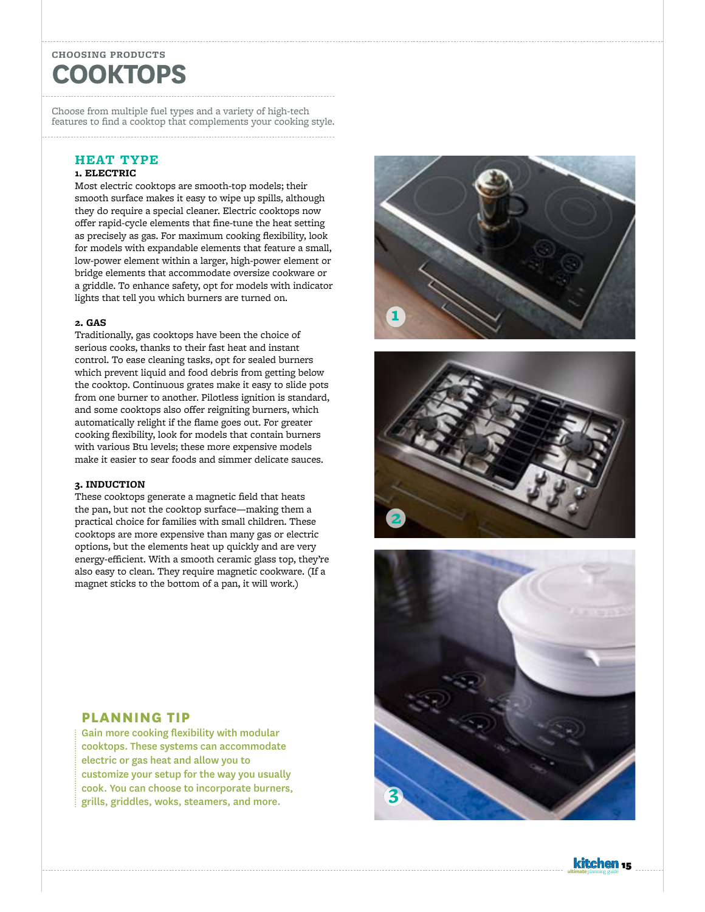CHOOSING PRODUCTS

# COOKTOPS

Choose from multiple fuel types and a variety of high-tech features to find a cooktop that complements your cooking style.

## HEAT TYPE

### 1. ELECTRIC

Most electric cooktops are smooth-top models; their smooth surface makes it easy to wipe up spills, although they do require a special cleaner. Electric cooktops now offer rapid-cycle elements that fine-tune the heat setting as precisely as gas. For maximum cooking flexibility, look for models with expandable elements that feature a small, low-power element within a larger, high-power element or bridge elements that accommodate oversize cookware or a griddle. To enhance safety, opt for models with indicator lights that tell you which burners are turned on.

### 2. GAS

Traditionally, gas cooktops have been the choice of serious cooks, thanks to their fast heat and instant control. To ease cleaning tasks, opt for sealed burners which prevent liquid and food debris from getting below the cooktop. Continuous grates make it easy to slide pots from one burner to another. Pilotless ignition is standard, and some cooktops also offer reigniting burners, which automatically relight if the flame goes out. For greater cooking flexibility, look for models that contain burners with various Btu levels; these more expensive models make it easier to sear foods and simmer delicate sauces.

### 3. INDUCTION

These cooktops generate a magnetic field that heats the pan, but not the cooktop surface—making them a practical choice for families with small children. These cooktops are more expensive than many gas or electric options, but the elements heat up quickly and are very energy-efficient. With a smooth ceramic glass top, they're also easy to clean. They require magnetic cookware. (If a magnet sticks to the bottom of a pan, it will work.)

## PLANNING TIP

Gain more cooking flexibility with modular cooktops. These systems can accommodate electric or gas heat and allow you to customize your setup for the way you usually cook. You can choose to incorporate burners, grills, griddles, woks, steamers, and more.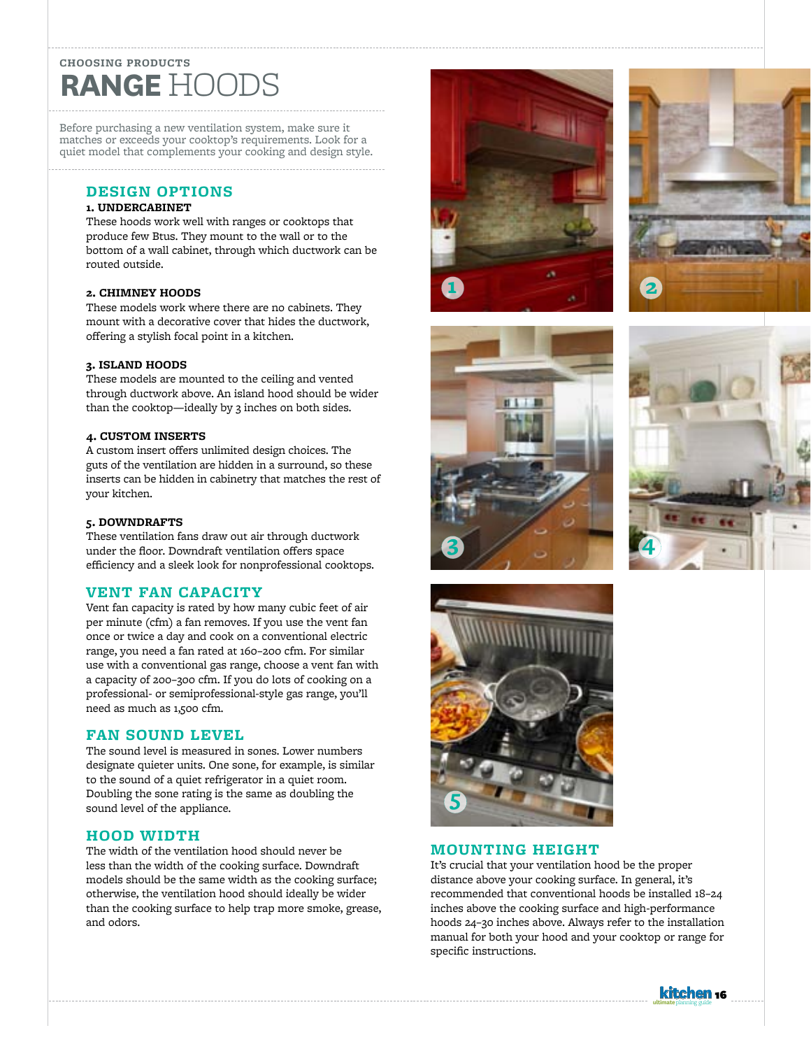CHOOSING PRODUCTS

# RANGE HOODS

Before purchasing a new ventilation system, make sure it matches or exceeds your cooktop's requirements. Look for a quiet model that complements your cooking and design style.

## DESIGN OPTIONS

**1. UNDERCABINET**
These hoods work well with ranges or cooktops that produce few Btus. They mount to the wall or to the bottom of a wall cabinet, through which ductwork can be routed outside.

**2. CHIMNEY HOODS**
These models work where there are no cabinets. They mount with a decorative cover that hides the ductwork, offering a stylish focal point in a kitchen.

**3. ISLAND HOODS**
These models are mounted to the ceiling and vented through ductwork above. An island hood should be wider than the cooktop—ideally by 3 inches on both sides.

**4. CUSTOM INSERTS**
A custom insert offers unlimited design choices. The guts of the ventilation are hidden in a surround, so these inserts can be hidden in cabinetry that matches the rest of your kitchen.

**5. DOWNDRAFTS**
These ventilation fans draw out air through ductwork under the floor. Downdraft ventilation offers space efficiency and a sleek look for nonprofessional cooktops.

## VENT FAN CAPACITY

Vent fan capacity is rated by how many cubic feet of air per minute (cfm) a fan removes. If you use the vent fan once or twice a day and cook on a conventional electric range, you need a fan rated at 160–200 cfm. For similar use with a conventional gas range, choose a vent fan with a capacity of 200–300 cfm. If you do lots of cooking on a professional- or semiprofessional-style gas range, you'll need as much as 1,500 cfm.

## FAN SOUND LEVEL

The sound level is measured in sones. Lower numbers designate quieter units. One sone, for example, is similar to the sound of a quiet refrigerator in a quiet room. Doubling the sone rating is the same as doubling the sound level of the appliance.

## HOOD WIDTH

The width of the ventilation hood should never be less than the width of the cooking surface. Downdraft models should be the same width as the cooking surface; otherwise, the ventilation hood should ideally be wider than the cooking surface to help trap more smoke, grease, and odors.

## MOUNTING HEIGHT

It's crucial that your ventilation hood be the proper distance above your cooking surface. In general, it's recommended that conventional hoods be installed 18–24 inches above the cooking surface and high-performance hoods 24–30 inches above. Always refer to the installation manual for both your hood and your cooktop or range for specific instructions.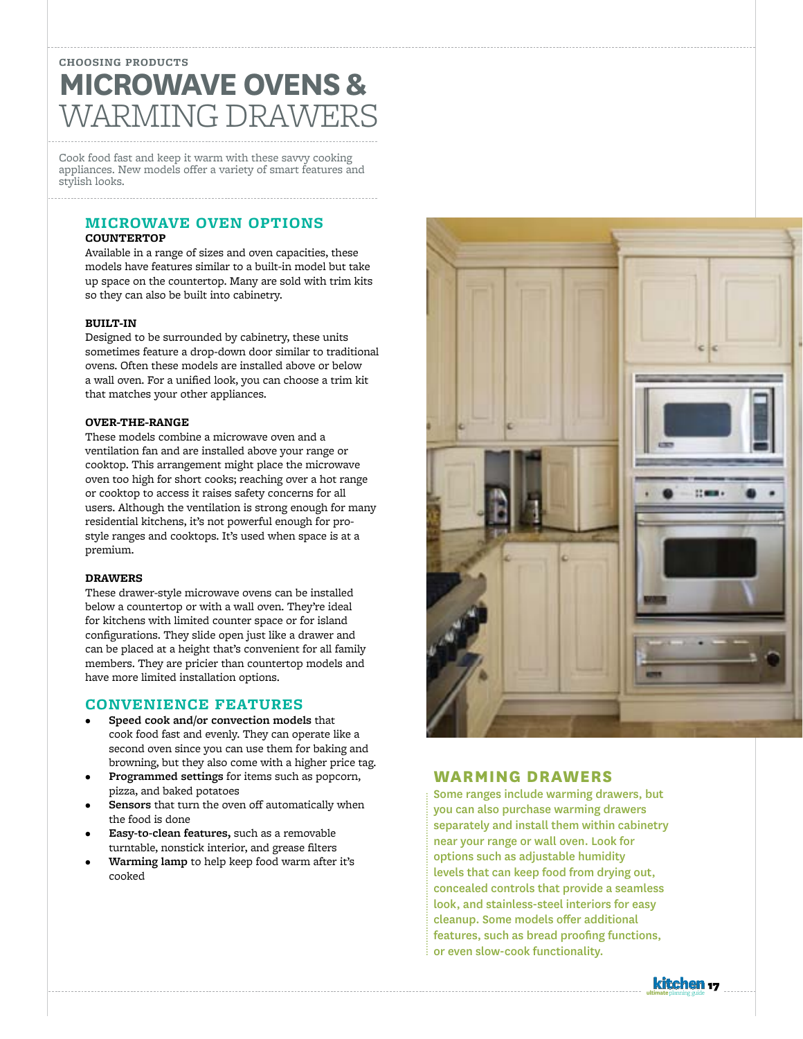CHOOSING PRODUCTS

# MICROWAVE OVENS & WARMING DRAWERS

Cook food fast and keep it warm with these savvy cooking appliances. New models offer a variety of smart features and stylish looks.

## MICROWAVE OVEN OPTIONS

### COUNTERTOP

Available in a range of sizes and oven capacities, these models have features similar to a built-in model but take up space on the countertop. Many are sold with trim kits so they can also be built into cabinetry.

### BUILT-IN

Designed to be surrounded by cabinetry, these units sometimes feature a drop-down door similar to traditional ovens. Often these models are installed above or below a wall oven. For a unified look, you can choose a trim kit that matches your other appliances.

### OVER-THE-RANGE

These models combine a microwave oven and a ventilation fan and are installed above your range or cooktop. This arrangement might place the microwave oven too high for short cooks; reaching over a hot range or cooktop to access it raises safety concerns for all users. Although the ventilation is strong enough for many residential kitchens, it's not powerful enough for pro-style ranges and cooktops. It's used when space is at a premium.

### DRAWERS

These drawer-style microwave ovens can be installed below a countertop or with a wall oven. They're ideal for kitchens with limited counter space or for island configurations. They slide open just like a drawer and can be placed at a height that's convenient for all family members. They are pricier than countertop models and have more limited installation options.

## CONVENIENCE FEATURES

- **Speed cook and/or convection models** that cook food fast and evenly. They can operate like a second oven since you can use them for baking and browning, but they also come with a higher price tag.
- **Programmed settings** for items such as popcorn, pizza, and baked potatoes
- **Sensors** that turn the oven off automatically when the food is done
- **Easy-to-clean features,** such as a removable turntable, nonstick interior, and grease filters
- **Warming lamp** to help keep food warm after it's cooked

## WARMING DRAWERS

Some ranges include warming drawers, but you can also purchase warming drawers separately and install them within cabinetry near your range or wall oven. Look for options such as adjustable humidity levels that can keep food from drying out, concealed controls that provide a seamless look, and stainless-steel interiors for easy cleanup. Some models offer additional features, such as bread proofing functions, or even slow-cook functionality.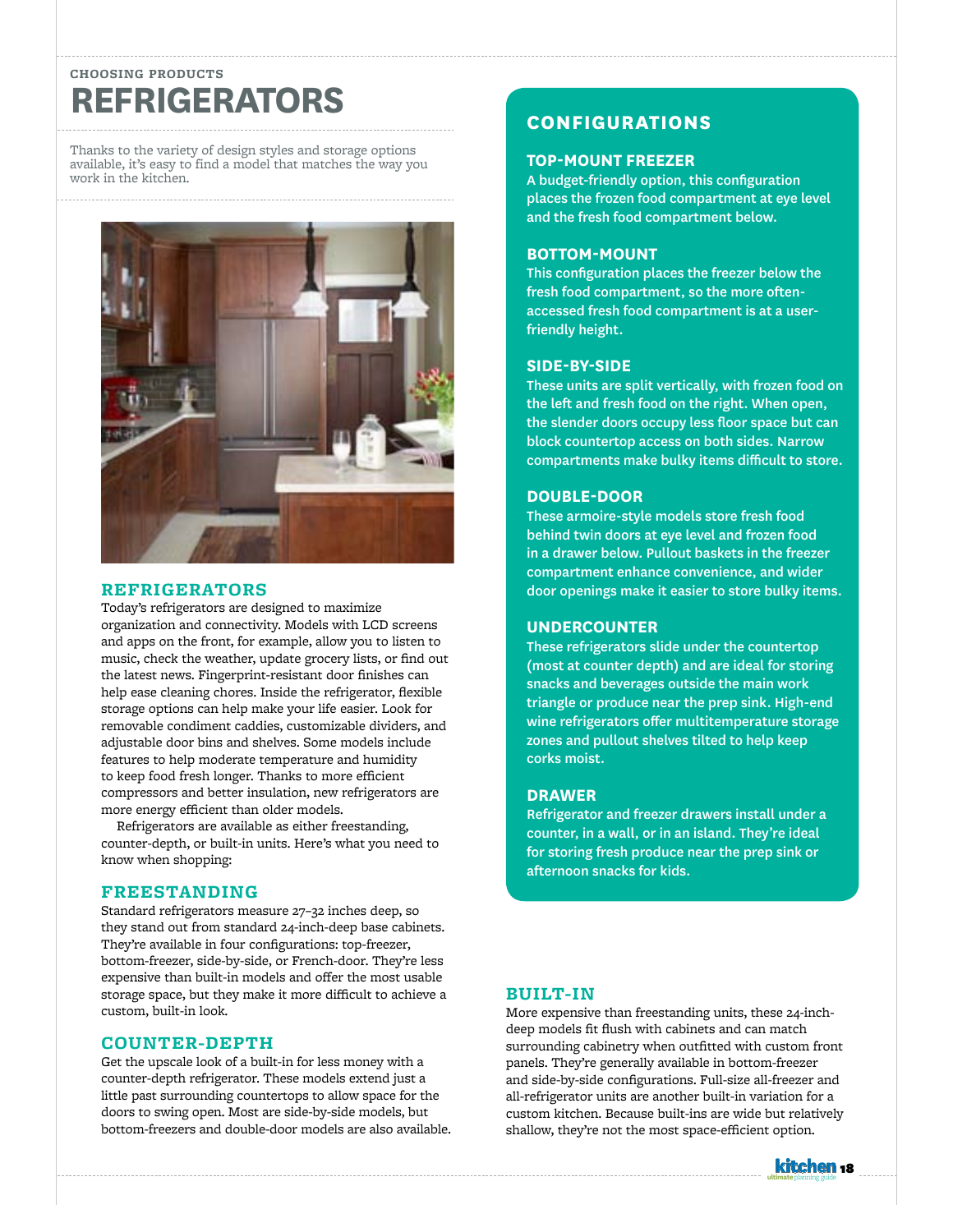CHOOSING PRODUCTS

# REFRIGERATORS

Thanks to the variety of design styles and storage options available, it's easy to find a model that matches the way you work in the kitchen.

## REFRIGERATORS

Today's refrigerators are designed to maximize organization and connectivity. Models with LCD screens and apps on the front, for example, allow you to listen to music, check the weather, update grocery lists, or find out the latest news. Fingerprint-resistant door finishes can help ease cleaning chores. Inside the refrigerator, flexible storage options can help make your life easier. Look for removable condiment caddies, customizable dividers, and adjustable door bins and shelves. Some models include features to help moderate temperature and humidity to keep food fresh longer. Thanks to more efficient compressors and better insulation, new refrigerators are more energy efficient than older models.

Refrigerators are available as either freestanding, counter-depth, or built-in units. Here's what you need to know when shopping:

## FREESTANDING

Standard refrigerators measure 27–32 inches deep, so they stand out from standard 24-inch-deep base cabinets. They're available in four configurations: top-freezer, bottom-freezer, side-by-side, or French-door. They're less expensive than built-in models and offer the most usable storage space, but they make it more difficult to achieve a custom, built-in look.

## COUNTER-DEPTH

Get the upscale look of a built-in for less money with a counter-depth refrigerator. These models extend just a little past surrounding countertops to allow space for the doors to swing open. Most are side-by-side models, but bottom-freezers and double-door models are also available.

## CONFIGURATIONS

### TOP-MOUNT FREEZER

A budget-friendly option, this configuration places the frozen food compartment at eye level and the fresh food compartment below.

### BOTTOM-MOUNT

This configuration places the freezer below the fresh food compartment, so the more often-accessed fresh food compartment is at a user-friendly height.

### SIDE-BY-SIDE

These units are split vertically, with frozen food on the left and fresh food on the right. When open, the slender doors occupy less floor space but can block countertop access on both sides. Narrow compartments make bulky items difficult to store.

### DOUBLE-DOOR

These armoire-style models store fresh food behind twin doors at eye level and frozen food in a drawer below. Pullout baskets in the freezer compartment enhance convenience, and wider door openings make it easier to store bulky items.

### UNDERCOUNTER

These refrigerators slide under the countertop (most at counter depth) and are ideal for storing snacks and beverages outside the main work triangle or produce near the prep sink. High-end wine refrigerators offer multitemperature storage zones and pullout shelves tilted to help keep corks moist.

### DRAWER

Refrigerator and freezer drawers install under a counter, in a wall, or in an island. They're ideal for storing fresh produce near the prep sink or afternoon snacks for kids.

## BUILT-IN

More expensive than freestanding units, these 24-inch-deep models fit flush with cabinets and can match surrounding cabinetry when outfitted with custom front panels. They're generally available in bottom-freezer and side-by-side configurations. Full-size all-freezer and all-refrigerator units are another built-in variation for a custom kitchen. Because built-ins are wide but relatively shallow, they're not the most space-efficient option.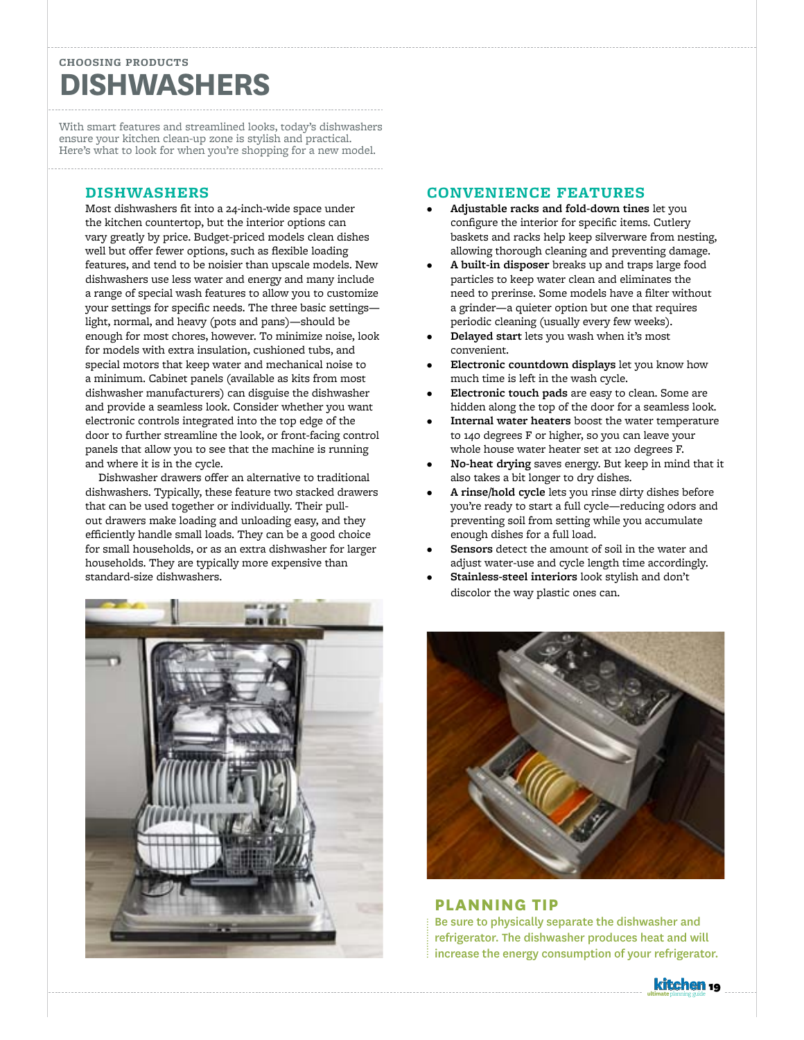CHOOSING PRODUCTS

# DISHWASHERS

With smart features and streamlined looks, today's dishwashers ensure your kitchen clean-up zone is stylish and practical. Here's what to look for when you're shopping for a new model.

## DISHWASHERS

Most dishwashers fit into a 24-inch-wide space under the kitchen countertop, but the interior options can vary greatly by price. Budget-priced models clean dishes well but offer fewer options, such as flexible loading features, and tend to be noisier than upscale models. New dishwashers use less water and energy and many include a range of special wash features to allow you to customize your settings for specific needs. The three basic settings—light, normal, and heavy (pots and pans)—should be enough for most chores, however. To minimize noise, look for models with extra insulation, cushioned tubs, and special motors that keep water and mechanical noise to a minimum. Cabinet panels (available as kits from most dishwasher manufacturers) can disguise the dishwasher and provide a seamless look. Consider whether you want electronic controls integrated into the top edge of the door to further streamline the look, or front-facing control panels that allow you to see that the machine is running and where it is in the cycle.

Dishwasher drawers offer an alternative to traditional dishwashers. Typically, these feature two stacked drawers that can be used together or individually. Their pull-out drawers make loading and unloading easy, and they efficiently handle small loads. They can be a good choice for small households, or as an extra dishwasher for larger households. They are typically more expensive than standard-size dishwashers.

## CONVENIENCE FEATURES

- **Adjustable racks and fold-down tines** let you configure the interior for specific items. Cutlery baskets and racks help keep silverware from nesting, allowing thorough cleaning and preventing damage.
- **A built-in disposer** breaks up and traps large food particles to keep water clean and eliminates the need to prerinse. Some models have a filter without a grinder—a quieter option but one that requires periodic cleaning (usually every few weeks).
- **Delayed start** lets you wash when it's most convenient.
- **Electronic countdown displays** let you know how much time is left in the wash cycle.
- **Electronic touch pads** are easy to clean. Some are hidden along the top of the door for a seamless look.
- **Internal water heaters** boost the water temperature to 140 degrees F or higher, so you can leave your whole house water heater set at 120 degrees F.
- **No-heat drying** saves energy. But keep in mind that it also takes a bit longer to dry dishes.
- **A rinse/hold cycle** lets you rinse dirty dishes before you're ready to start a full cycle—reducing odors and preventing soil from setting while you accumulate enough dishes for a full load.
- **Sensors** detect the amount of soil in the water and adjust water-use and cycle length time accordingly.
- **Stainless-steel interiors** look stylish and don't discolor the way plastic ones can.

## PLANNING TIP

Be sure to physically separate the dishwasher and refrigerator. The dishwasher produces heat and will increase the energy consumption of your refrigerator.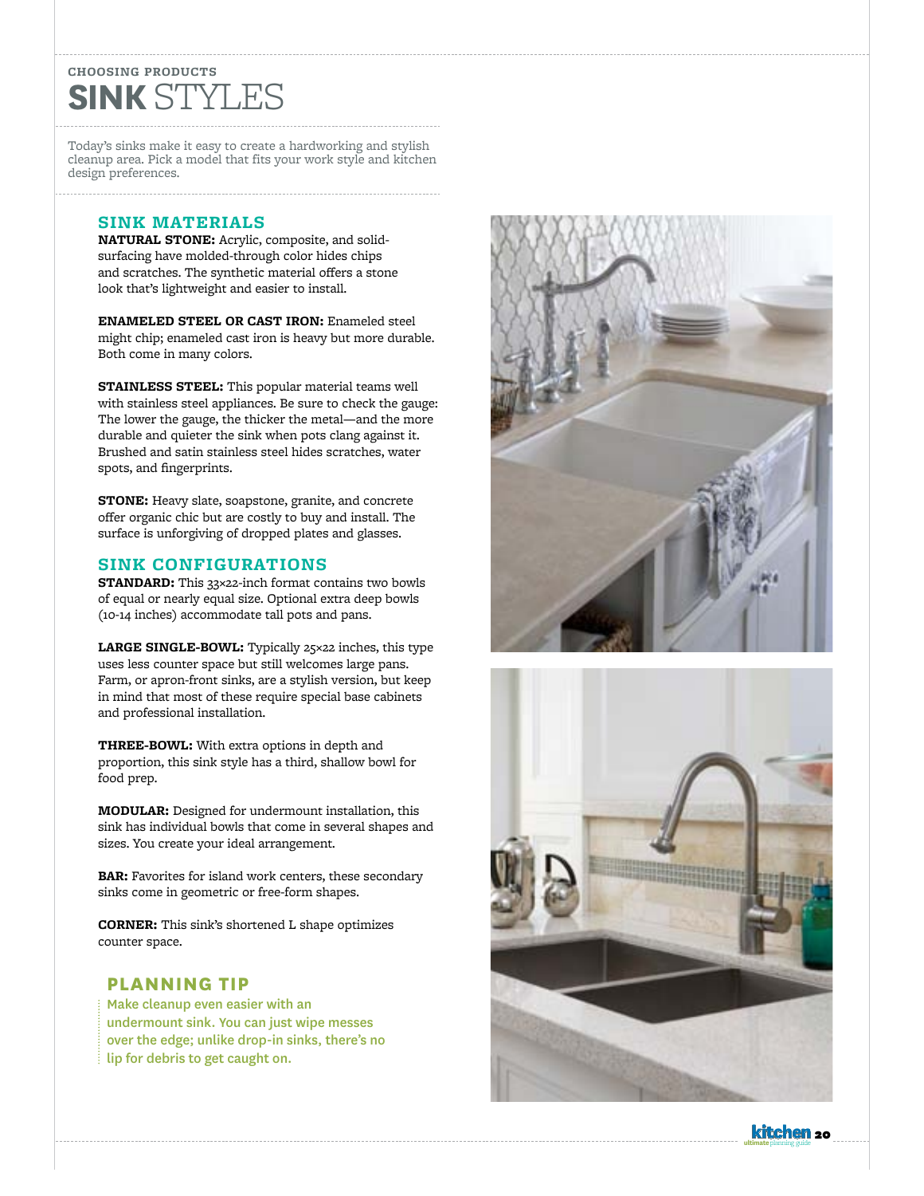CHOOSING PRODUCTS

# SINK STYLES

Today's sinks make it easy to create a hardworking and stylish cleanup area. Pick a model that fits your work style and kitchen design preferences.

## SINK MATERIALS

**NATURAL STONE:** Acrylic, composite, and solid-surfacing have molded-through color hides chips and scratches. The synthetic material offers a stone look that's lightweight and easier to install.

**ENAMELED STEEL OR CAST IRON:** Enameled steel might chip; enameled cast iron is heavy but more durable. Both come in many colors.

**STAINLESS STEEL:** This popular material teams well with stainless steel appliances. Be sure to check the gauge: The lower the gauge, the thicker the metal—and the more durable and quieter the sink when pots clang against it. Brushed and satin stainless steel hides scratches, water spots, and fingerprints.

**STONE:** Heavy slate, soapstone, granite, and concrete offer organic chic but are costly to buy and install. The surface is unforgiving of dropped plates and glasses.

## SINK CONFIGURATIONS

**STANDARD:** This 33×22-inch format contains two bowls of equal or nearly equal size. Optional extra deep bowls (10-14 inches) accommodate tall pots and pans.

**LARGE SINGLE-BOWL:** Typically 25×22 inches, this type uses less counter space but still welcomes large pans. Farm, or apron-front sinks, are a stylish version, but keep in mind that most of these require special base cabinets and professional installation.

**THREE-BOWL:** With extra options in depth and proportion, this sink style has a third, shallow bowl for food prep.

**MODULAR:** Designed for undermount installation, this sink has individual bowls that come in several shapes and sizes. You create your ideal arrangement.

**BAR:** Favorites for island work centers, these secondary sinks come in geometric or free-form shapes.

**CORNER:** This sink's shortened L shape optimizes counter space.

## PLANNING TIP

Make cleanup even easier with an undermount sink. You can just wipe messes over the edge; unlike drop-in sinks, there's no lip for debris to get caught on.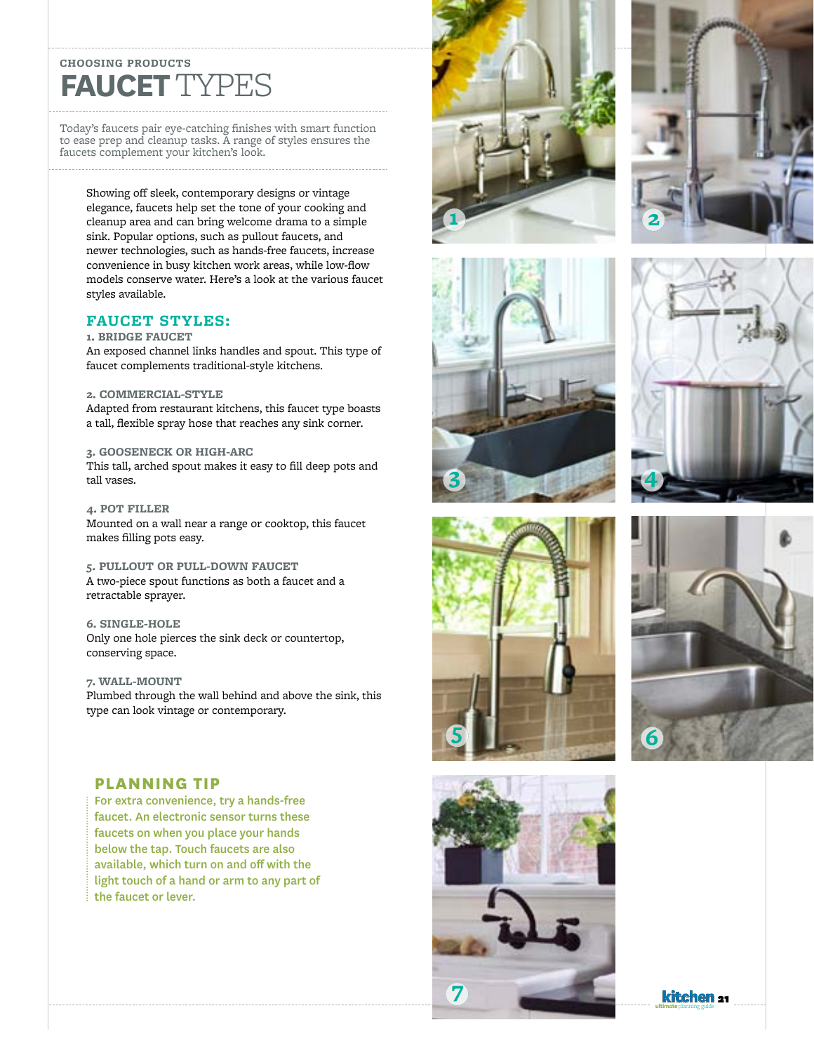CHOOSING PRODUCTS

# FAUCET TYPES

Today's faucets pair eye-catching finishes with smart function to ease prep and cleanup tasks. A range of styles ensures the faucets complement your kitchen's look.

Showing off sleek, contemporary designs or vintage elegance, faucets help set the tone of your cooking and cleanup area and can bring welcome drama to a simple sink. Popular options, such as pullout faucets, and newer technologies, such as hands-free faucets, increase convenience in busy kitchen work areas, while low-flow models conserve water. Here's a look at the various faucet styles available.

## FAUCET STYLES:

**1. BRIDGE FAUCET**
An exposed channel links handles and spout. This type of faucet complements traditional-style kitchens.

**2. COMMERCIAL-STYLE**
Adapted from restaurant kitchens, this faucet type boasts a tall, flexible spray hose that reaches any sink corner.

**3. GOOSENECK OR HIGH-ARC**
This tall, arched spout makes it easy to fill deep pots and tall vases.

**4. POT FILLER**
Mounted on a wall near a range or cooktop, this faucet makes filling pots easy.

**5. PULLOUT OR PULL-DOWN FAUCET**
A two-piece spout functions as both a faucet and a retractable sprayer.

**6. SINGLE-HOLE**
Only one hole pierces the sink deck or countertop, conserving space.

**7. WALL-MOUNT**
Plumbed through the wall behind and above the sink, this type can look vintage or contemporary.

## PLANNING TIP

For extra convenience, try a hands-free faucet. An electronic sensor turns these faucets on when you place your hands below the tap. Touch faucets are also available, which turn on and off with the light touch of a hand or arm to any part of the faucet or lever.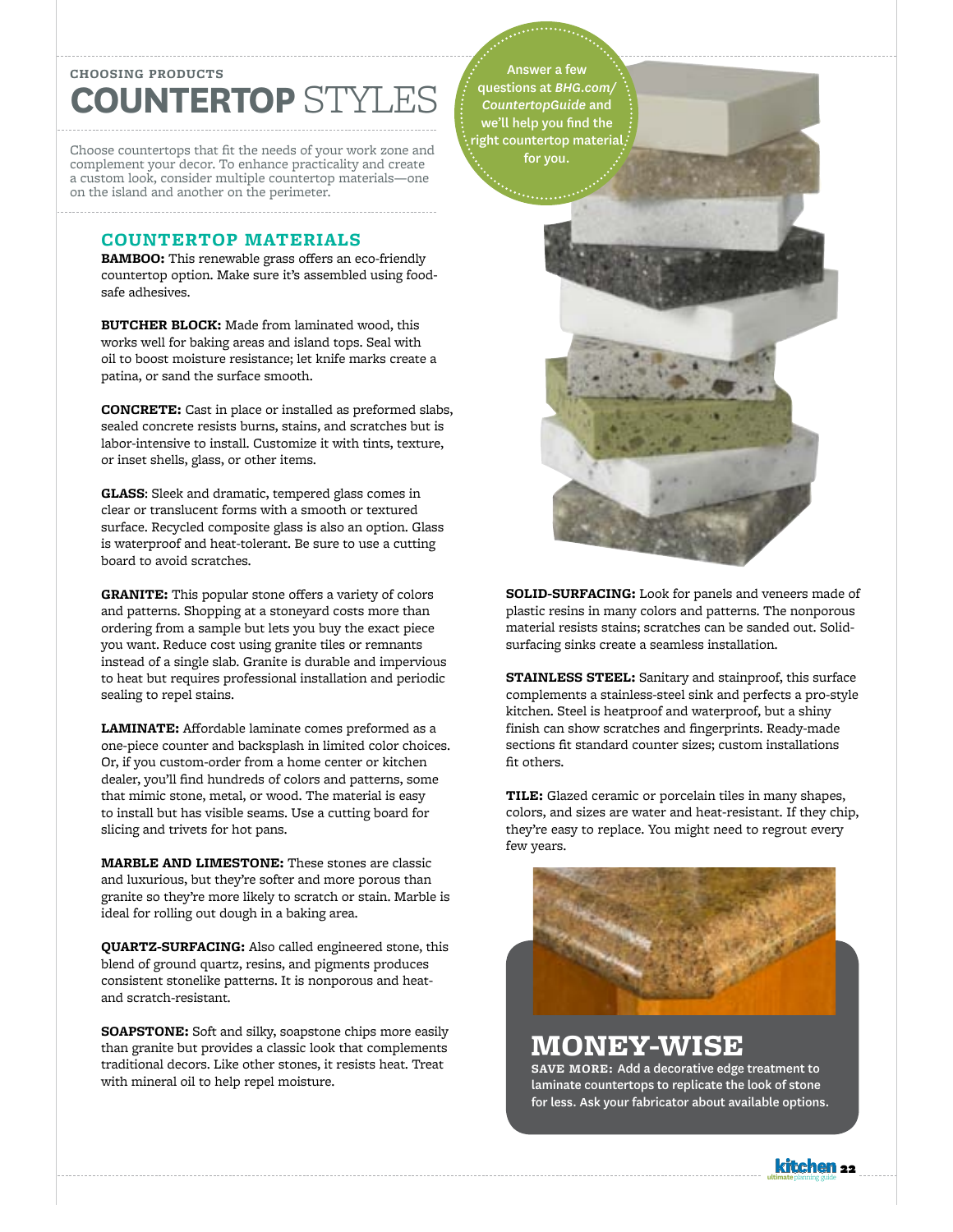CHOOSING PRODUCTS

# COUNTERTOP STYLES

Choose countertops that fit the needs of your work zone and complement your decor. To enhance practicality and create a custom look, consider multiple countertop materials—one on the island and another on the perimeter.

Answer a few questions at *BHG.com/CountertopGuide* and we'll help you find the right countertop material for you.

## COUNTERTOP MATERIALS

**BAMBOO:** This renewable grass offers an eco-friendly countertop option. Make sure it's assembled using food-safe adhesives.

**BUTCHER BLOCK:** Made from laminated wood, this works well for baking areas and island tops. Seal with oil to boost moisture resistance; let knife marks create a patina, or sand the surface smooth.

**CONCRETE:** Cast in place or installed as preformed slabs, sealed concrete resists burns, stains, and scratches but is labor-intensive to install. Customize it with tints, texture, or inset shells, glass, or other items.

**GLASS**: Sleek and dramatic, tempered glass comes in clear or translucent forms with a smooth or textured surface. Recycled composite glass is also an option. Glass is waterproof and heat-tolerant. Be sure to use a cutting board to avoid scratches.

**GRANITE:** This popular stone offers a variety of colors and patterns. Shopping at a stoneyard costs more than ordering from a sample but lets you buy the exact piece you want. Reduce cost using granite tiles or remnants instead of a single slab. Granite is durable and impervious to heat but requires professional installation and periodic sealing to repel stains.

**LAMINATE:** Affordable laminate comes preformed as a one-piece counter and backsplash in limited color choices. Or, if you custom-order from a home center or kitchen dealer, you'll find hundreds of colors and patterns, some that mimic stone, metal, or wood. The material is easy to install but has visible seams. Use a cutting board for slicing and trivets for hot pans.

**MARBLE AND LIMESTONE:** These stones are classic and luxurious, but they're softer and more porous than granite so they're more likely to scratch or stain. Marble is ideal for rolling out dough in a baking area.

**QUARTZ-SURFACING:** Also called engineered stone, this blend of ground quartz, resins, and pigments produces consistent stonelike patterns. It is nonporous and heat- and scratch-resistant.

**SOAPSTONE:** Soft and silky, soapstone chips more easily than granite but provides a classic look that complements traditional decors. Like other stones, it resists heat. Treat with mineral oil to help repel moisture.

**SOLID-SURFACING:** Look for panels and veneers made of plastic resins in many colors and patterns. The nonporous material resists stains; scratches can be sanded out. Solid-surfacing sinks create a seamless installation.

**STAINLESS STEEL:** Sanitary and stainproof, this surface complements a stainless-steel sink and perfects a pro-style kitchen. Steel is heatproof and waterproof, but a shiny finish can show scratches and fingerprints. Ready-made sections fit standard counter sizes; custom installations fit others.

**TILE:** Glazed ceramic or porcelain tiles in many shapes, colors, and sizes are water and heat-resistant. If they chip, they're easy to replace. You might need to regrout every few years.

## MONEY-WISE

**SAVE MORE:** Add a decorative edge treatment to laminate countertops to replicate the look of stone for less. Ask your fabricator about available options.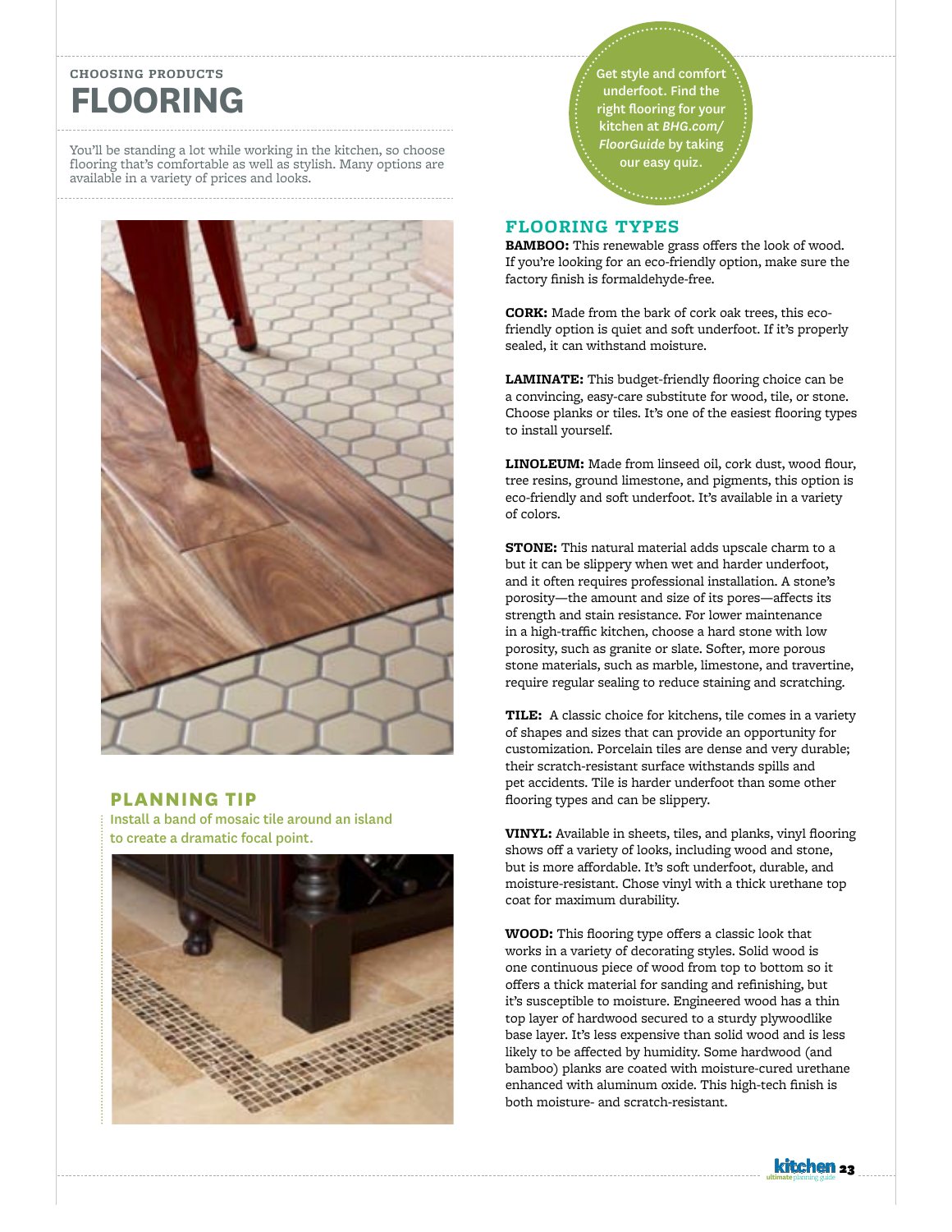CHOOSING PRODUCTS

# FLOORING

You'll be standing a lot while working in the kitchen, so choose flooring that's comfortable as well as stylish. Many options are available in a variety of prices and looks.

## PLANNING TIP

Install a band of mosaic tile around an island to create a dramatic focal point.

Get style and comfort underfoot. Find the right flooring for your kitchen at *BHG.com/FloorGuide* by taking our easy quiz.

## FLOORING TYPES

**BAMBOO:** This renewable grass offers the look of wood. If you're looking for an eco-friendly option, make sure the factory finish is formaldehyde-free.

**CORK:** Made from the bark of cork oak trees, this eco-friendly option is quiet and soft underfoot. If it's properly sealed, it can withstand moisture.

**LAMINATE:** This budget-friendly flooring choice can be a convincing, easy-care substitute for wood, tile, or stone. Choose planks or tiles. It's one of the easiest flooring types to install yourself.

**LINOLEUM:** Made from linseed oil, cork dust, wood flour, tree resins, ground limestone, and pigments, this option is eco-friendly and soft underfoot. It's available in a variety of colors.

**STONE:** This natural material adds upscale charm to a but it can be slippery when wet and harder underfoot, and it often requires professional installation. A stone's porosity—the amount and size of its pores—affects its strength and stain resistance. For lower maintenance in a high-traffic kitchen, choose a hard stone with low porosity, such as granite or slate. Softer, more porous stone materials, such as marble, limestone, and travertine, require regular sealing to reduce staining and scratching.

**TILE:** A classic choice for kitchens, tile comes in a variety of shapes and sizes that can provide an opportunity for customization. Porcelain tiles are dense and very durable; their scratch-resistant surface withstands spills and pet accidents. Tile is harder underfoot than some other flooring types and can be slippery.

**VINYL:** Available in sheets, tiles, and planks, vinyl flooring shows off a variety of looks, including wood and stone, but is more affordable. It's soft underfoot, durable, and moisture-resistant. Chose vinyl with a thick urethane top coat for maximum durability.

**WOOD:** This flooring type offers a classic look that works in a variety of decorating styles. Solid wood is one continuous piece of wood from top to bottom so it offers a thick material for sanding and refinishing, but it's susceptible to moisture. Engineered wood has a thin top layer of hardwood secured to a sturdy plywoodlike base layer. It's less expensive than solid wood and is less likely to be affected by humidity. Some hardwood (and bamboo) planks are coated with moisture-cured urethane enhanced with aluminum oxide. This high-tech finish is both moisture- and scratch-resistant.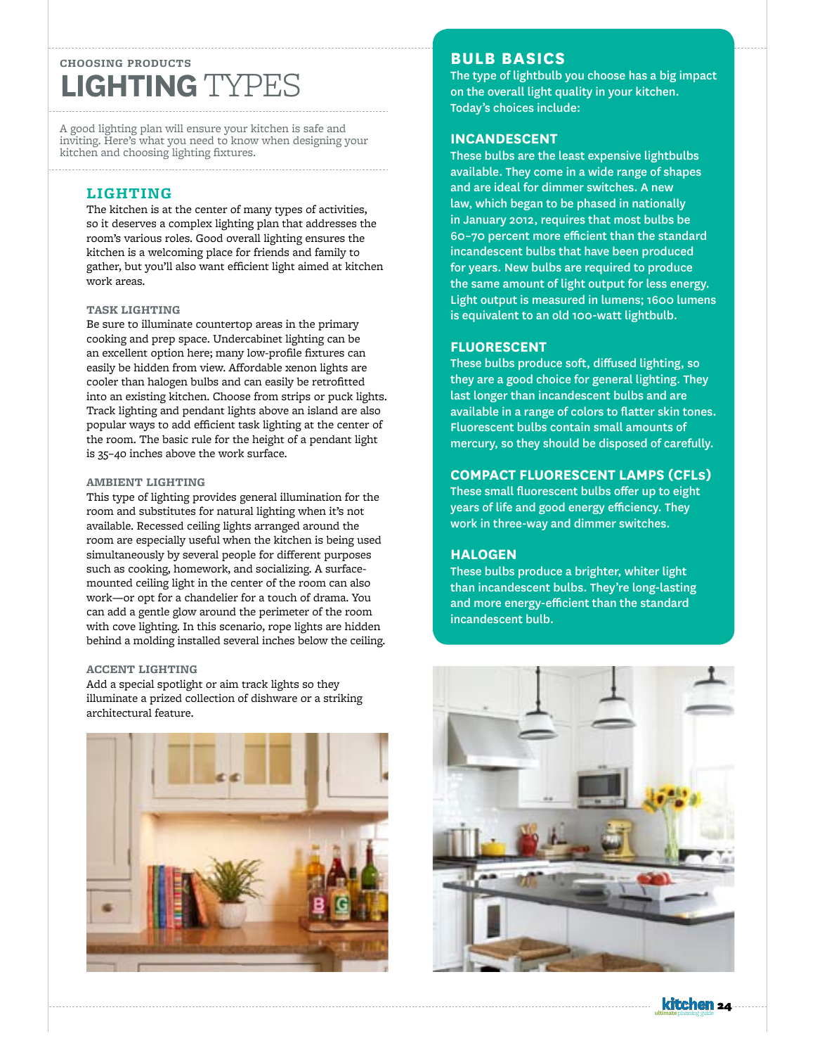CHOOSING PRODUCTS

# LIGHTING TYPES

A good lighting plan will ensure your kitchen is safe and inviting. Here's what you need to know when designing your kitchen and choosing lighting fixtures.

## LIGHTING

The kitchen is at the center of many types of activities, so it deserves a complex lighting plan that addresses the room's various roles. Good overall lighting ensures the kitchen is a welcoming place for friends and family to gather, but you'll also want efficient light aimed at kitchen work areas.

### TASK LIGHTING

Be sure to illuminate countertop areas in the primary cooking and prep space. Undercabinet lighting can be an excellent option here; many low-profile fixtures can easily be hidden from view. Affordable xenon lights are cooler than halogen bulbs and can easily be retrofitted into an existing kitchen. Choose from strips or puck lights. Track lighting and pendant lights above an island are also popular ways to add efficient task lighting at the center of the room. The basic rule for the height of a pendant light is 35–40 inches above the work surface.

### AMBIENT LIGHTING

This type of lighting provides general illumination for the room and substitutes for natural lighting when it's not available. Recessed ceiling lights arranged around the room are especially useful when the kitchen is being used simultaneously by several people for different purposes such as cooking, homework, and socializing. A surface-mounted ceiling light in the center of the room can also work—or opt for a chandelier for a touch of drama. You can add a gentle glow around the perimeter of the room with cove lighting. In this scenario, rope lights are hidden behind a molding installed several inches below the ceiling.

### ACCENT LIGHTING

Add a special spotlight or aim track lights so they illuminate a prized collection of dishware or a striking architectural feature.

## BULB BASICS

The type of lightbulb you choose has a big impact on the overall light quality in your kitchen. Today's choices include:

### INCANDESCENT

These bulbs are the least expensive lightbulbs available. They come in a wide range of shapes and are ideal for dimmer switches. A new law, which began to be phased in nationally in January 2012, requires that most bulbs be 60–70 percent more efficient than the standard incandescent bulbs that have been produced for years. New bulbs are required to produce the same amount of light output for less energy. Light output is measured in lumens; 1600 lumens is equivalent to an old 100-watt lightbulb.

### FLUORESCENT

These bulbs produce soft, diffused lighting, so they are a good choice for general lighting. They last longer than incandescent bulbs and are available in a range of colors to flatter skin tones. Fluorescent bulbs contain small amounts of mercury, so they should be disposed of carefully.

### COMPACT FLUORESCENT LAMPS (CFLs)

These small fluorescent bulbs offer up to eight years of life and good energy efficiency. They work in three-way and dimmer switches.

### HALOGEN

These bulbs produce a brighter, whiter light than incandescent bulbs. They're long-lasting and more energy-efficient than the standard incandescent bulb.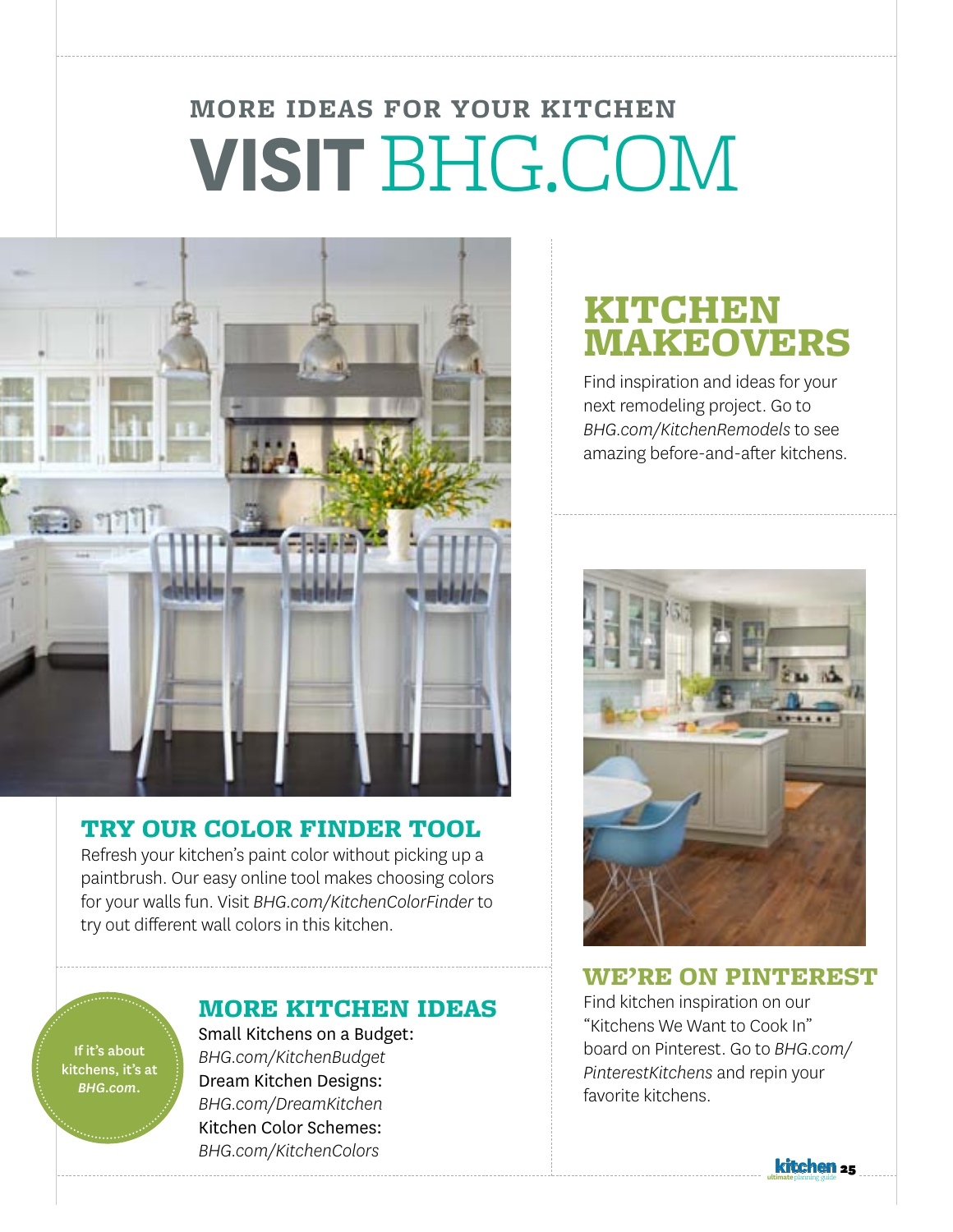## MORE IDEAS FOR YOUR KITCHEN

# VISIT BHG.COM

## KITCHEN MAKEOVERS

Find inspiration and ideas for your next remodeling project. Go to *BHG.com/KitchenRemodels* to see amazing before-and-after kitchens.

## TRY OUR COLOR FINDER TOOL

Refresh your kitchen's paint color without picking up a paintbrush. Our easy online tool makes choosing colors for your walls fun. Visit *BHG.com/KitchenColorFinder* to try out different wall colors in this kitchen.

## WE'RE ON PINTEREST

Find kitchen inspiration on our "Kitchens We Want to Cook In" board on Pinterest. Go to *BHG.com/PinterestKitchens* and repin your favorite kitchens.

If it's about kitchens, it's at *BHG.com*.

## MORE KITCHEN IDEAS

Small Kitchens on a Budget: *BHG.com/KitchenBudget*

Dream Kitchen Designs: *BHG.com/DreamKitchen*

Kitchen Color Schemes: *BHG.com/KitchenColors*